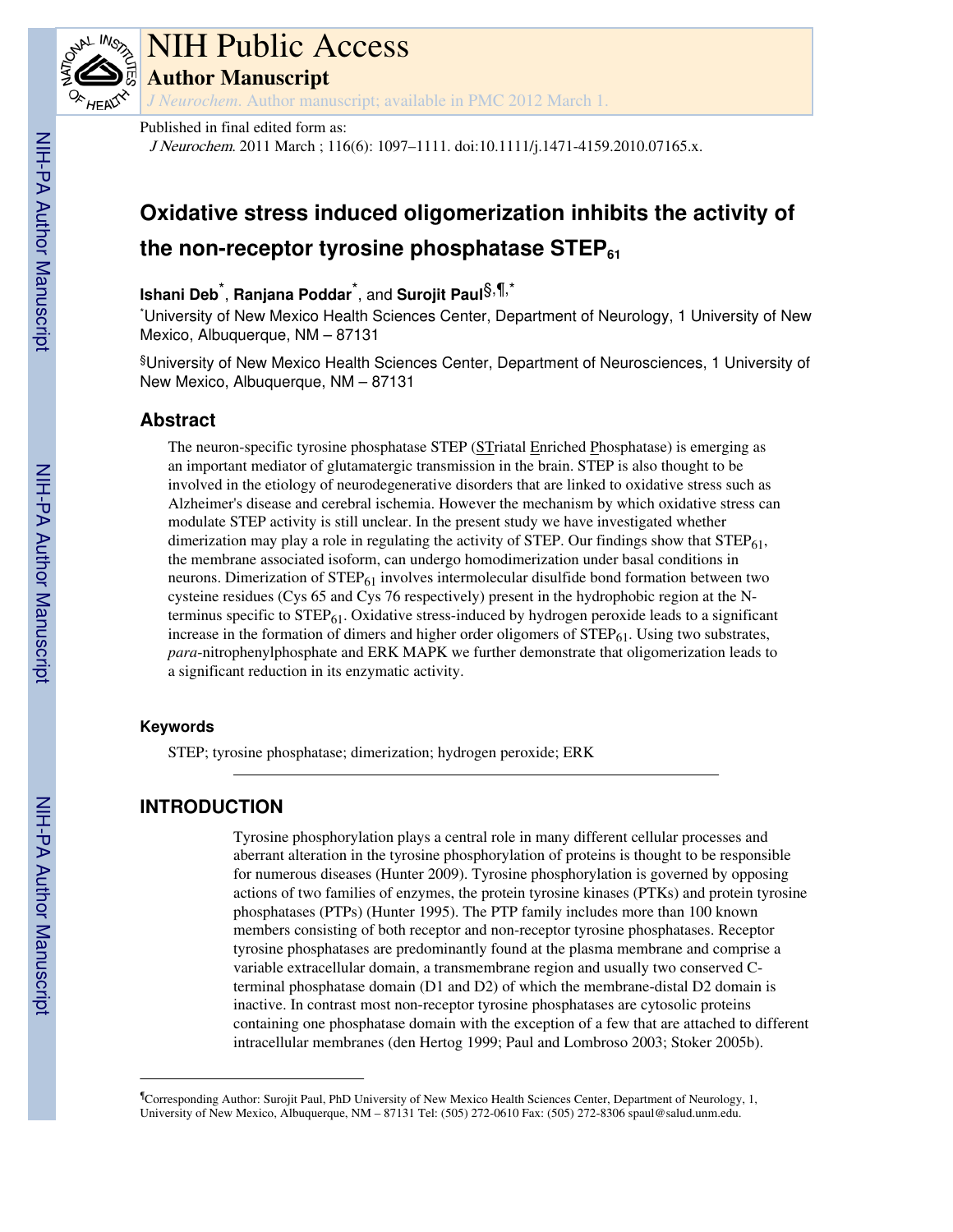# NIH Public Access

## Author Manuscript

*J Neurochem*. Author manuscript; available in PMC 2012 March 1.

Published in final edited form as:

*J Neurochem*. 2011 March ; 116(6): 1097–1111. doi:10.1111/j.1471-4159.2010.07165.x.

# Oxidative stress induced oligomerization inhibits the activity of the non-receptor tyrosine phosphatase $STEP_{61}$

**Ishani Deb**[*], **Ranjana Poddar**[*], and **Surojit Paul**[§,¶,*]

[*]University of New Mexico Health Sciences Center, Department of Neurology, 1 University of New Mexico, Albuquerque, NM – 87131

[§]University of New Mexico Health Sciences Center, Department of Neurosciences, 1 University of New Mexico, Albuquerque, NM – 87131

## Abstract

The neuron-specific tyrosine phosphatase STEP (STriatal Enriched Phosphatase) is emerging as an important mediator of glutamatergic transmission in the brain. STEP is also thought to be involved in the etiology of neurodegenerative disorders that are linked to oxidative stress such as Alzheimer's disease and cerebral ischemia. However the mechanism by which oxidative stress can modulate STEP activity is still unclear. In the present study we have investigated whether dimerization may play a role in regulating the activity of STEP. Our findings show that $STEP_{61}$, the membrane associated isoform, can undergo homodimerization under basal conditions in neurons. Dimerization of $STEP_{61}$ involves intermolecular disulfide bond formation between two cysteine residues (Cys 65 and Cys 76 respectively) present in the hydrophobic region at the N-terminus specific to $STEP_{61}$. Oxidative stress-induced by hydrogen peroxide leads to a significant increase in the formation of dimers and higher order oligomers of $STEP_{61}$. Using two substrates, *para*-nitrophenylphosphate and ERK MAPK we further demonstrate that oligomerization leads to a significant reduction in its enzymatic activity.

### Keywords

STEP; tyrosine phosphatase; dimerization; hydrogen peroxide; ERK

## INTRODUCTION

Tyrosine phosphorylation plays a central role in many different cellular processes and aberrant alteration in the tyrosine phosphorylation of proteins is thought to be responsible for numerous diseases (Hunter 2009). Tyrosine phosphorylation is governed by opposing actions of two families of enzymes, the protein tyrosine kinases (PTKs) and protein tyrosine phosphatases (PTPs) (Hunter 1995). The PTP family includes more than 100 known members consisting of both receptor and non-receptor tyrosine phosphatases. Receptor tyrosine phosphatases are predominantly found at the plasma membrane and comprise a variable extracellular domain, a transmembrane region and usually two conserved C-terminal phosphatase domain (D1 and D2) of which the membrane-distal D2 domain is inactive. In contrast most non-receptor tyrosine phosphatases are cytosolic proteins containing one phosphatase domain with the exception of a few that are attached to different intracellular membranes (den Hertog 1999; Paul and Lombroso 2003; Stoker 2005b).

[¶]Corresponding Author: Surojit Paul, PhD University of New Mexico Health Sciences Center, Department of Neurology, 1, University of New Mexico, Albuquerque, NM – 87131 Tel: (505) 272-0610 Fax: (505) 272-8306 spaul@salud.unm.edu.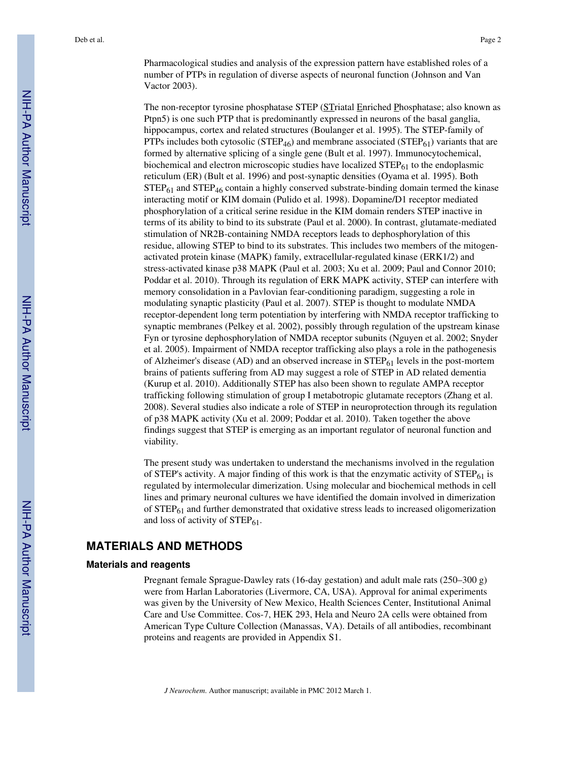Pharmacological studies and analysis of the expression pattern have established roles of a number of PTPs in regulation of diverse aspects of neuronal function (Johnson and Van Vactor 2003).

The non-receptor tyrosine phosphatase STEP (STriatal Enriched Phosphatase; also known as Ptpn5) is one such PTP that is predominantly expressed in neurons of the basal ganglia, hippocampus, cortex and related structures (Boulanger et al. 1995). The STEP-family of PTPs includes both cytosolic ($STEP_{46}$) and membrane associated ($STEP_{61}$) variants that are formed by alternative splicing of a single gene (Bult et al. 1997). Immunocytochemical, biochemical and electron microscopic studies have localized $STEP_{61}$ to the endoplasmic reticulum (ER) (Bult et al. 1996) and post-synaptic densities (Oyama et al. 1995). Both $STEP_{61}$ and $STEP_{46}$ contain a highly conserved substrate-binding domain termed the kinase interacting motif or KIM domain (Pulido et al. 1998). Dopamine/D1 receptor mediated phosphorylation of a critical serine residue in the KIM domain renders STEP inactive in terms of its ability to bind to its substrate (Paul et al. 2000). In contrast, glutamate-mediated stimulation of NR2B-containing NMDA receptors leads to dephosphorylation of this residue, allowing STEP to bind to its substrates. This includes two members of the mitogen-activated protein kinase (MAPK) family, extracellular-regulated kinase (ERK1/2) and stress-activated kinase p38 MAPK (Paul et al. 2003; Xu et al. 2009; Paul and Connor 2010; Poddar et al. 2010). Through its regulation of ERK MAPK activity, STEP can interfere with memory consolidation in a Pavlovian fear-conditioning paradigm, suggesting a role in modulating synaptic plasticity (Paul et al. 2007). STEP is thought to modulate NMDA receptor-dependent long term potentiation by interfering with NMDA receptor trafficking to synaptic membranes (Pelkey et al. 2002), possibly through regulation of the upstream kinase Fyn or tyrosine dephosphorylation of NMDA receptor subunits (Nguyen et al. 2002; Snyder et al. 2005). Impairment of NMDA receptor trafficking also plays a role in the pathogenesis of Alzheimer's disease (AD) and an observed increase in $STEP_{61}$ levels in the post-mortem brains of patients suffering from AD may suggest a role of STEP in AD related dementia (Kurup et al. 2010). Additionally STEP has also been shown to regulate AMPA receptor trafficking following stimulation of group I metabotropic glutamate receptors (Zhang et al. 2008). Several studies also indicate a role of STEP in neuroprotection through its regulation of p38 MAPK activity (Xu et al. 2009; Poddar et al. 2010). Taken together the above findings suggest that STEP is emerging as an important regulator of neuronal function and viability.

The present study was undertaken to understand the mechanisms involved in the regulation of STEP's activity. A major finding of this work is that the enzymatic activity of $STEP_{61}$ is regulated by intermolecular dimerization. Using molecular and biochemical methods in cell lines and primary neuronal cultures we have identified the domain involved in dimerization of $STEP_{61}$ and further demonstrated that oxidative stress leads to increased oligomerization and loss of activity of $STEP_{61}$.

## MATERIALS AND METHODS

### Materials and reagents

Pregnant female Sprague-Dawley rats (16-day gestation) and adult male rats (250–300 g) were from Harlan Laboratories (Livermore, CA, USA). Approval for animal experiments was given by the University of New Mexico, Health Sciences Center, Institutional Animal Care and Use Committee. Cos-7, HEK 293, Hela and Neuro 2A cells were obtained from American Type Culture Collection (Manassas, VA). Details of all antibodies, recombinant proteins and reagents are provided in Appendix S1.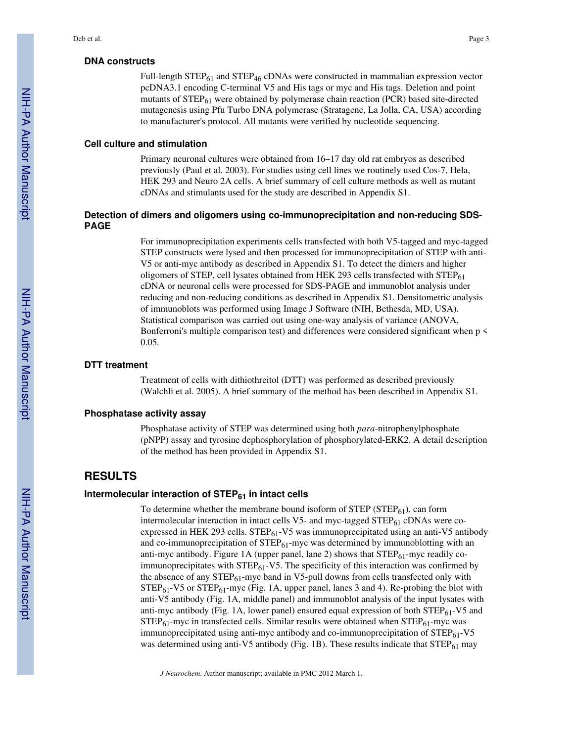### DNA constructs

Full-length $STEP_{61}$ and $STEP_{46}$ cDNAs were constructed in mammalian expression vector pcDNA3.1 encoding C-terminal V5 and His tags or myc and His tags. Deletion and point mutants of $STEP_{61}$ were obtained by polymerase chain reaction (PCR) based site-directed mutagenesis using Pfu Turbo DNA polymerase (Stratagene, La Jolla, CA, USA) according to manufacturer's protocol. All mutants were verified by nucleotide sequencing.

### Cell culture and stimulation

Primary neuronal cultures were obtained from 16–17 day old rat embryos as described previously (Paul et al. 2003). For studies using cell lines we routinely used Cos-7, Hela, HEK 293 and Neuro 2A cells. A brief summary of cell culture methods as well as mutant cDNAs and stimulants used for the study are described in Appendix S1.

### Detection of dimers and oligomers using co-immunoprecipitation and non-reducing SDS-PAGE

For immunoprecipitation experiments cells transfected with both V5-tagged and myc-tagged STEP constructs were lysed and then processed for immunoprecipitation of STEP with anti-V5 or anti-myc antibody as described in Appendix S1. To detect the dimers and higher oligomers of STEP, cell lysates obtained from HEK 293 cells transfected with $STEP_{61}$ cDNA or neuronal cells were processed for SDS-PAGE and immunoblot analysis under reducing and non-reducing conditions as described in Appendix S1. Densitometric analysis of immunoblots was performed using Image J Software (NIH, Bethesda, MD, USA). Statistical comparison was carried out using one-way analysis of variance (ANOVA, Bonferroni's multiple comparison test) and differences were considered significant when $p < 0.05$.

### DTT treatment

Treatment of cells with dithiothreitol (DTT) was performed as described previously (Walchli et al. 2005). A brief summary of the method has been described in Appendix S1.

### Phosphatase activity assay

Phosphatase activity of STEP was determined using both *para*-nitrophenylphosphate (pNPP) assay and tyrosine dephosphorylation of phosphorylated-ERK2. A detail description of the method has been provided in Appendix S1.

## RESULTS

### Intermolecular interaction of $STEP_{61}$ in intact cells

To determine whether the membrane bound isoform of STEP ($STEP_{61}$), can form intermolecular interaction in intact cells V5- and myc-tagged $STEP_{61}$ cDNAs were co-expressed in HEK 293 cells. $STEP_{61}$-V5 was immunoprecipitated using an anti-V5 antibody and co-immunoprecipitation of $STEP_{61}$-myc was determined by immunoblotting with an anti-myc antibody. Figure 1A (upper panel, lane 2) shows that $STEP_{61}$-myc readily co-immunoprecipitates with $STEP_{61}$-V5. The specificity of this interaction was confirmed by the absence of any $STEP_{61}$-myc band in V5-pull downs from cells transfected only with $STEP_{61}$-V5 or $STEP_{61}$-myc (Fig. 1A, upper panel, lanes 3 and 4). Re-probing the blot with anti-V5 antibody (Fig. 1A, middle panel) and immunoblot analysis of the input lysates with anti-myc antibody (Fig. 1A, lower panel) ensured equal expression of both $STEP_{61}$-V5 and $STEP_{61}$-myc in transfected cells. Similar results were obtained when $STEP_{61}$-myc was immunoprecipitated using anti-myc antibody and co-immunoprecipitation of $STEP_{61}$-V5 was determined using anti-V5 antibody (Fig. 1B). These results indicate that $STEP_{61}$ may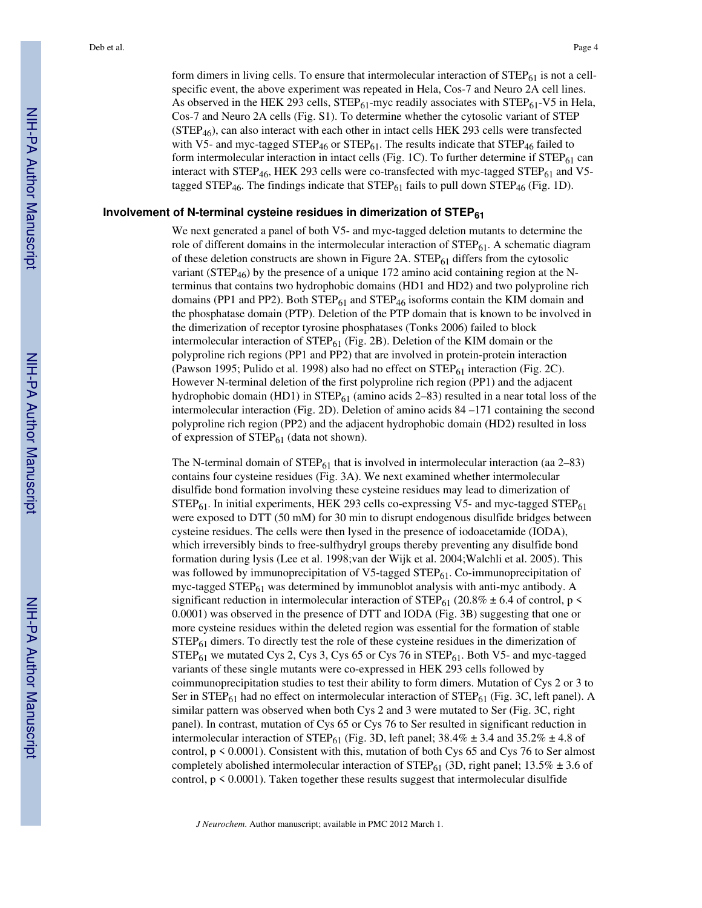form dimers in living cells. To ensure that intermolecular interaction of $STEP_{61}$ is not a cell-specific event, the above experiment was repeated in Hela, Cos-7 and Neuro 2A cell lines. As observed in the HEK 293 cells, $STEP_{61}$-myc readily associates with $STEP_{61}$-V5 in Hela, Cos-7 and Neuro 2A cells (Fig. S1). To determine whether the cytosolic variant of STEP ($STEP_{46}$), can also interact with each other in intact cells HEK 293 cells were transfected with V5- and myc-tagged $STEP_{46}$ or $STEP_{61}$. The results indicate that $STEP_{46}$ failed to form intermolecular interaction in intact cells (Fig. 1C). To further determine if $STEP_{61}$ can interact with $STEP_{46}$, HEK 293 cells were co-transfected with myc-tagged $STEP_{61}$ and V5-tagged $STEP_{46}$. The findings indicate that $STEP_{61}$ fails to pull down $STEP_{46}$ (Fig. 1D).

## Involvement of N-terminal cysteine residues in dimerization of $STEP_{61}$

We next generated a panel of both V5- and myc-tagged deletion mutants to determine the role of different domains in the intermolecular interaction of $STEP_{61}$. A schematic diagram of these deletion constructs are shown in Figure 2A. $STEP_{61}$ differs from the cytosolic variant ($STEP_{46}$) by the presence of a unique 172 amino acid containing region at the N-terminus that contains two hydrophobic domains (HD1 and HD2) and two polyproline rich domains (PP1 and PP2). Both $STEP_{61}$ and $STEP_{46}$ isoforms contain the KIM domain and the phosphatase domain (PTP). Deletion of the PTP domain that is known to be involved in the dimerization of receptor tyrosine phosphatases (Tonks 2006) failed to block intermolecular interaction of $STEP_{61}$ (Fig. 2B). Deletion of the KIM domain or the polyproline rich regions (PP1 and PP2) that are involved in protein-protein interaction (Pawson 1995; Pulido et al. 1998) also had no effect on $STEP_{61}$ interaction (Fig. 2C). However N-terminal deletion of the first polyproline rich region (PP1) and the adjacent hydrophobic domain (HD1) in $STEP_{61}$ (amino acids 2–83) resulted in a near total loss of the intermolecular interaction (Fig. 2D). Deletion of amino acids 84 –171 containing the second polyproline rich region (PP2) and the adjacent hydrophobic domain (HD2) resulted in loss of expression of $STEP_{61}$ (data not shown).

The N-terminal domain of $STEP_{61}$ that is involved in intermolecular interaction (aa 2–83) contains four cysteine residues (Fig. 3A). We next examined whether intermolecular disulfide bond formation involving these cysteine residues may lead to dimerization of $STEP_{61}$. In initial experiments, HEK 293 cells co-expressing V5- and myc-tagged $STEP_{61}$ were exposed to DTT (50 mM) for 30 min to disrupt endogenous disulfide bridges between cysteine residues. The cells were then lysed in the presence of iodoacetamide (IODA), which irreversibly binds to free-sulfhydryl groups thereby preventing any disulfide bond formation during lysis (Lee et al. 1998;van der Wijk et al. 2004;Walchli et al. 2005). This was followed by immunoprecipitation of V5-tagged $STEP_{61}$. Co-immunoprecipitation of myc-tagged $STEP_{61}$ was determined by immunoblot analysis with anti-myc antibody. A significant reduction in intermolecular interaction of $STEP_{61}$ (20.8% ± 6.4 of control, $p < 0.0001$) was observed in the presence of DTT and IODA (Fig. 3B) suggesting that one or more cysteine residues within the deleted region was essential for the formation of stable $STEP_{61}$ dimers. To directly test the role of these cysteine residues in the dimerization of $STEP_{61}$ we mutated Cys 2, Cys 3, Cys 65 or Cys 76 in $STEP_{61}$. Both V5- and myc-tagged variants of these single mutants were co-expressed in HEK 293 cells followed by coimmunoprecipitation studies to test their ability to form dimers. Mutation of Cys 2 or 3 to Ser in $STEP_{61}$ had no effect on intermolecular interaction of $STEP_{61}$ (Fig. 3C, left panel). A similar pattern was observed when both Cys 2 and 3 were mutated to Ser (Fig. 3C, right panel). In contrast, mutation of Cys 65 or Cys 76 to Ser resulted in significant reduction in intermolecular interaction of $STEP_{61}$ (Fig. 3D, left panel; 38.4% ± 3.4 and 35.2% ± 4.8 of control, $p < 0.0001$). Consistent with this, mutation of both Cys 65 and Cys 76 to Ser almost completely abolished intermolecular interaction of $STEP_{61}$ (3D, right panel; 13.5% ± 3.6 of control, $p < 0.0001$). Taken together these results suggest that intermolecular disulfide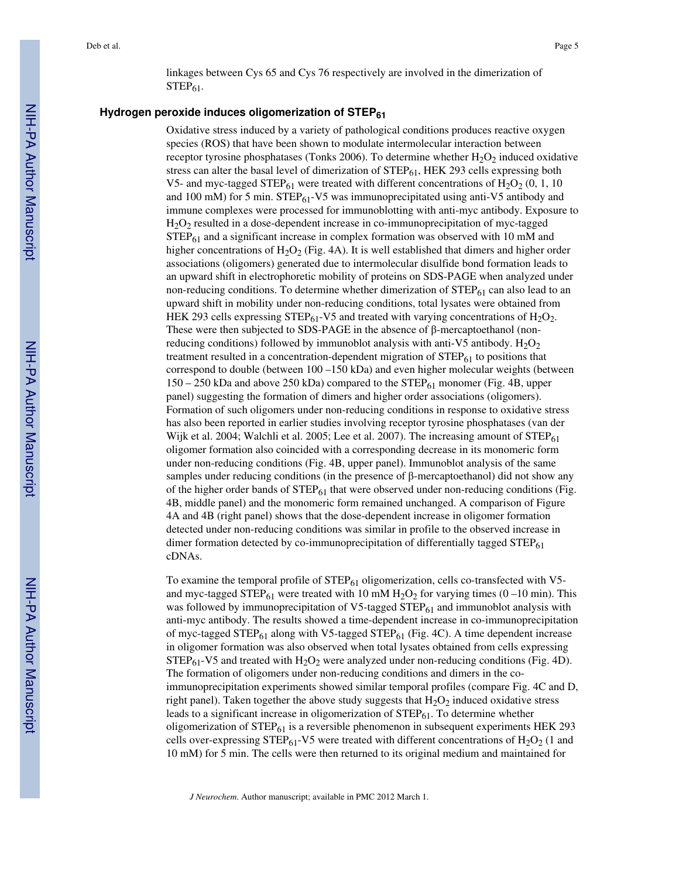linkages between Cys 65 and Cys 76 respectively are involved in the dimerization of $STEP_{61}$.

## Hydrogen peroxide induces oligomerization of $STEP_{61}$

Oxidative stress induced by a variety of pathological conditions produces reactive oxygen species (ROS) that have been shown to modulate intermolecular interaction between receptor tyrosine phosphatases (Tonks 2006). To determine whether $H_2O_2$ induced oxidative stress can alter the basal level of dimerization of $STEP_{61}$, HEK 293 cells expressing both V5- and myc-tagged $STEP_{61}$ were treated with different concentrations of $H_2O_2$ (0, 1, 10 and 100 mM) for 5 min. $STEP_{61}$-V5 was immunoprecipitated using anti-V5 antibody and immune complexes were processed for immunoblotting with anti-myc antibody. Exposure to $H_2O_2$ resulted in a dose-dependent increase in co-immunoprecipitation of myc-tagged $STEP_{61}$ and a significant increase in complex formation was observed with 10 mM and higher concentrations of $H_2O_2$ (Fig. 4A). It is well established that dimers and higher order associations (oligomers) generated due to intermolecular disulfide bond formation leads to an upward shift in electrophoretic mobility of proteins on SDS-PAGE when analyzed under non-reducing conditions. To determine whether dimerization of $STEP_{61}$ can also lead to an upward shift in mobility under non-reducing conditions, total lysates were obtained from HEK 293 cells expressing $STEP_{61}$-V5 and treated with varying concentrations of $H_2O_2$. These were then subjected to SDS-PAGE in the absence of β-mercaptoethanol (non-reducing conditions) followed by immunoblot analysis with anti-V5 antibody. $H_2O_2$ treatment resulted in a concentration-dependent migration of $STEP_{61}$ to positions that correspond to double (between 100 –150 kDa) and even higher molecular weights (between 150 – 250 kDa and above 250 kDa) compared to the $STEP_{61}$ monomer (Fig. 4B, upper panel) suggesting the formation of dimers and higher order associations (oligomers). Formation of such oligomers under non-reducing conditions in response to oxidative stress has also been reported in earlier studies involving receptor tyrosine phosphatases (van der Wijk et al. 2004; Walchli et al. 2005; Lee et al. 2007). The increasing amount of $STEP_{61}$ oligomer formation also coincided with a corresponding decrease in its monomeric form under non-reducing conditions (Fig. 4B, upper panel). Immunoblot analysis of the same samples under reducing conditions (in the presence of β-mercaptoethanol) did not show any of the higher order bands of $STEP_{61}$ that were observed under non-reducing conditions (Fig. 4B, middle panel) and the monomeric form remained unchanged. A comparison of Figure 4A and 4B (right panel) shows that the dose-dependent increase in oligomer formation detected under non-reducing conditions was similar in profile to the observed increase in dimer formation detected by co-immunoprecipitation of differentially tagged $STEP_{61}$ cDNAs.

To examine the temporal profile of $STEP_{61}$ oligomerization, cells co-transfected with V5- and myc-tagged $STEP_{61}$ were treated with 10 mM $H_2O_2$ for varying times (0 –10 min). This was followed by immunoprecipitation of V5-tagged $STEP_{61}$ and immunoblot analysis with anti-myc antibody. The results showed a time-dependent increase in co-immunoprecipitation of myc-tagged $STEP_{61}$ along with V5-tagged $STEP_{61}$ (Fig. 4C). A time dependent increase in oligomer formation was also observed when total lysates obtained from cells expressing $STEP_{61}$-V5 and treated with $H_2O_2$ were analyzed under non-reducing conditions (Fig. 4D). The formation of oligomers under non-reducing conditions and dimers in the co-immunoprecipitation experiments showed similar temporal profiles (compare Fig. 4C and D, right panel). Taken together the above study suggests that $H_2O_2$ induced oxidative stress leads to a significant increase in oligomerization of $STEP_{61}$. To determine whether oligomerization of $STEP_{61}$ is a reversible phenomenon in subsequent experiments HEK 293 cells over-expressing $STEP_{61}$-V5 were treated with different concentrations of $H_2O_2$ (1 and 10 mM) for 5 min. The cells were then returned to its original medium and maintained for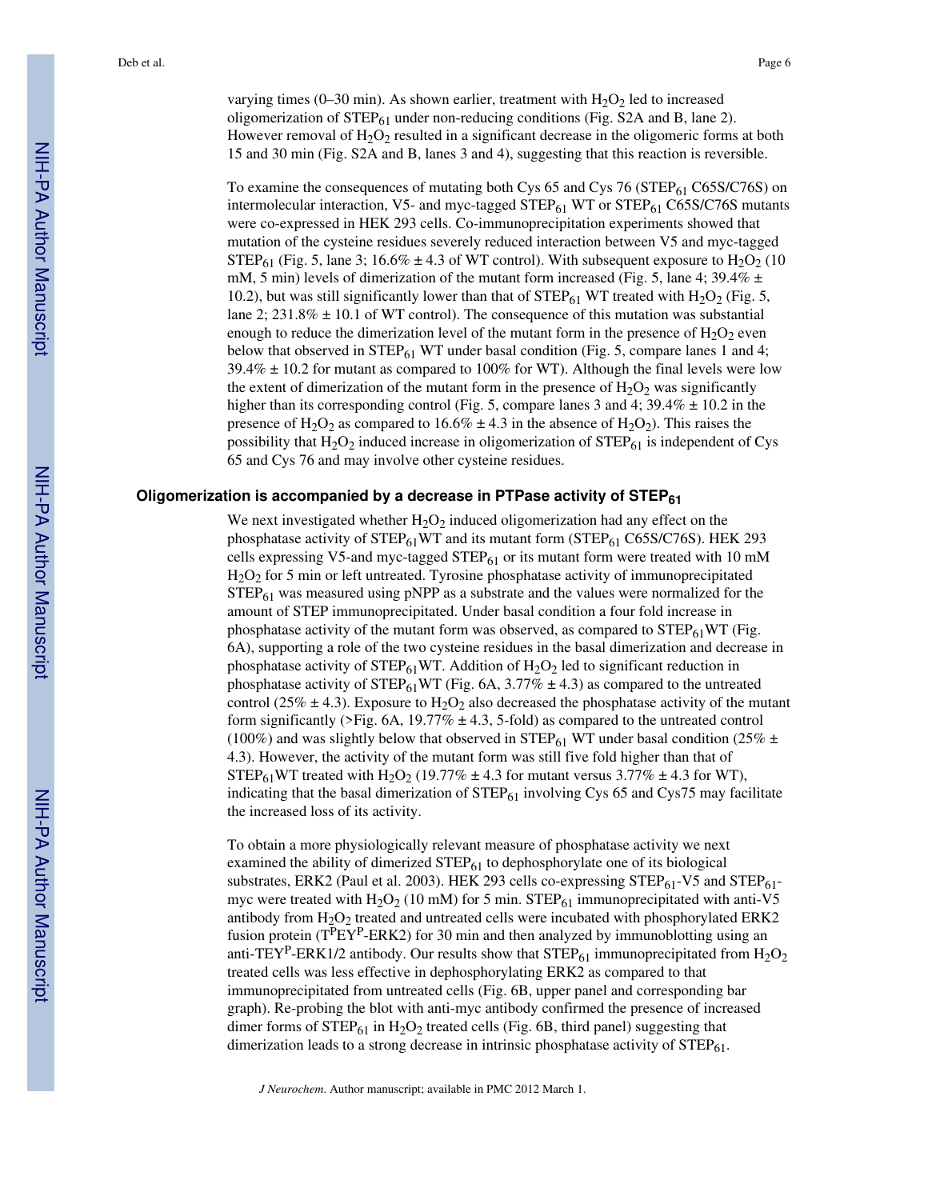varying times (0–30 min). As shown earlier, treatment with $H_2O_2$ led to increased oligomerization of $STEP_{61}$ under non-reducing conditions (Fig. S2A and B, lane 2). However removal of $H_2O_2$ resulted in a significant decrease in the oligomeric forms at both 15 and 30 min (Fig. S2A and B, lanes 3 and 4), suggesting that this reaction is reversible.

To examine the consequences of mutating both Cys 65 and Cys 76 ($STEP_{61}$ C65S/C76S) on intermolecular interaction, V5- and myc-tagged $STEP_{61}$ WT or $STEP_{61}$ C65S/C76S mutants were co-expressed in HEK 293 cells. Co-immunoprecipitation experiments showed that mutation of the cysteine residues severely reduced interaction between V5 and myc-tagged $STEP_{61}$ (Fig. 5, lane 3; 16.6% ± 4.3 of WT control). With subsequent exposure to $H_2O_2$ (10 mM, 5 min) levels of dimerization of the mutant form increased (Fig. 5, lane 4; 39.4% ± 10.2), but was still significantly lower than that of $STEP_{61}$ WT treated with $H_2O_2$ (Fig. 5, lane 2; 231.8% ± 10.1 of WT control). The consequence of this mutation was substantial enough to reduce the dimerization level of the mutant form in the presence of $H_2O_2$ even below that observed in $STEP_{61}$ WT under basal condition (Fig. 5, compare lanes 1 and 4; 39.4% ± 10.2 for mutant as compared to 100% for WT). Although the final levels were low the extent of dimerization of the mutant form in the presence of $H_2O_2$ was significantly higher than its corresponding control (Fig. 5, compare lanes 3 and 4; 39.4% ± 10.2 in the presence of $H_2O_2$ as compared to 16.6% ± 4.3 in the absence of $H_2O_2$). This raises the possibility that $H_2O_2$ induced increase in oligomerization of $STEP_{61}$ is independent of Cys 65 and Cys 76 and may involve other cysteine residues.

## Oligomerization is accompanied by a decrease in PTPase activity of $STEP_{61}$

We next investigated whether $H_2O_2$ induced oligomerization had any effect on the phosphatase activity of $STEP_{61}$WT and its mutant form ($STEP_{61}$ C65S/C76S). HEK 293 cells expressing V5-and myc-tagged $STEP_{61}$ or its mutant form were treated with 10 mM $H_2O_2$ for 5 min or left untreated. Tyrosine phosphatase activity of immunoprecipitated $STEP_{61}$ was measured using pNPP as a substrate and the values were normalized for the amount of STEP immunoprecipitated. Under basal condition a four fold increase in phosphatase activity of the mutant form was observed, as compared to $STEP_{61}$WT (Fig. 6A), supporting a role of the two cysteine residues in the basal dimerization and decrease in phosphatase activity of $STEP_{61}$WT. Addition of $H_2O_2$ led to significant reduction in phosphatase activity of $STEP_{61}$WT (Fig. 6A, 3.77% ± 4.3) as compared to the untreated control (25% ± 4.3). Exposure to $H_2O_2$ also decreased the phosphatase activity of the mutant form significantly (>Fig. 6A, 19.77% ± 4.3, 5-fold) as compared to the untreated control (100%) and was slightly below that observed in $STEP_{61}$ WT under basal condition (25% ± 4.3). However, the activity of the mutant form was still five fold higher than that of $STEP_{61}$WT treated with $H_2O_2$ (19.77% ± 4.3 for mutant versus 3.77% ± 4.3 for WT), indicating that the basal dimerization of $STEP_{61}$ involving Cys 65 and Cys75 may facilitate the increased loss of its activity.

To obtain a more physiologically relevant measure of phosphatase activity we next examined the ability of dimerized $STEP_{61}$ to dephosphorylate one of its biological substrates, ERK2 (Paul et al. 2003). HEK 293 cells co-expressing $STEP_{61}$-V5 and $STEP_{61}$-myc were treated with $H_2O_2$ (10 mM) for 5 min. $STEP_{61}$ immunoprecipitated with anti-V5 antibody from $H_2O_2$ treated and untreated cells were incubated with phosphorylated ERK2 fusion protein ($T^PEY^P$-ERK2) for 30 min and then analyzed by immunoblotting using an anti-$TEY^P$-ERK1/2 antibody. Our results show that $STEP_{61}$ immunoprecipitated from $H_2O_2$ treated cells was less effective in dephosphorylating ERK2 as compared to that immunoprecipitated from untreated cells (Fig. 6B, upper panel and corresponding bar graph). Re-probing the blot with anti-myc antibody confirmed the presence of increased dimer forms of $STEP_{61}$ in $H_2O_2$ treated cells (Fig. 6B, third panel) suggesting that dimerization leads to a strong decrease in intrinsic phosphatase activity of $STEP_{61}$.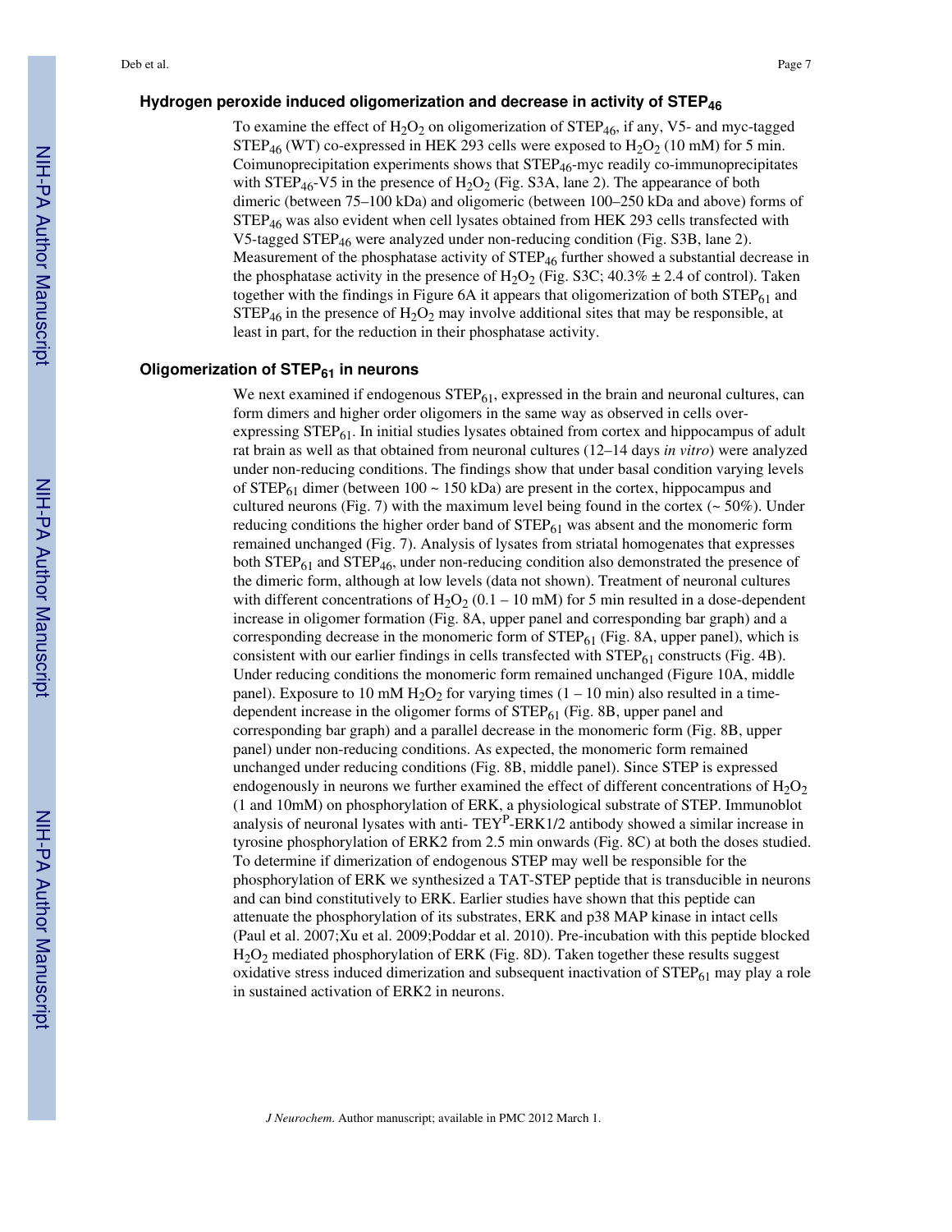### Hydrogen peroxide induced oligomerization and decrease in activity of $STEP_{46}$

To examine the effect of $H_2O_2$ on oligomerization of $STEP_{46}$, if any, V5- and myc-tagged $STEP_{46}$ (WT) co-expressed in HEK 293 cells were exposed to $H_2O_2$ (10 mM) for 5 min. Coimunoprecipitation experiments shows that $STEP_{46}$-myc readily co-immunoprecipitates with $STEP_{46}$-V5 in the presence of $H_2O_2$ (Fig. S3A, lane 2). The appearance of both dimeric (between 75–100 kDa) and oligomeric (between 100–250 kDa and above) forms of $STEP_{46}$ was also evident when cell lysates obtained from HEK 293 cells transfected with V5-tagged $STEP_{46}$ were analyzed under non-reducing condition (Fig. S3B, lane 2). Measurement of the phosphatase activity of $STEP_{46}$ further showed a substantial decrease in the phosphatase activity in the presence of $H_2O_2$ (Fig. S3C; 40.3% ± 2.4 of control). Taken together with the findings in Figure 6A it appears that oligomerization of both $STEP_{61}$ and $STEP_{46}$ in the presence of $H_2O_2$ may involve additional sites that may be responsible, at least in part, for the reduction in their phosphatase activity.

### Oligomerization of $STEP_{61}$ in neurons

We next examined if endogenous $STEP_{61}$, expressed in the brain and neuronal cultures, can form dimers and higher order oligomers in the same way as observed in cells over-expressing $STEP_{61}$. In initial studies lysates obtained from cortex and hippocampus of adult rat brain as well as that obtained from neuronal cultures (12–14 days *in vitro*) were analyzed under non-reducing conditions. The findings show that under basal condition varying levels of $STEP_{61}$ dimer (between 100 ~ 150 kDa) are present in the cortex, hippocampus and cultured neurons (Fig. 7) with the maximum level being found in the cortex (~ 50%). Under reducing conditions the higher order band of $STEP_{61}$ was absent and the monomeric form remained unchanged (Fig. 7). Analysis of lysates from striatal homogenates that expresses both $STEP_{61}$ and $STEP_{46}$, under non-reducing condition also demonstrated the presence of the dimeric form, although at low levels (data not shown). Treatment of neuronal cultures with different concentrations of $H_2O_2$ (0.1 – 10 mM) for 5 min resulted in a dose-dependent increase in oligomer formation (Fig. 8A, upper panel and corresponding bar graph) and a corresponding decrease in the monomeric form of $STEP_{61}$ (Fig. 8A, upper panel), which is consistent with our earlier findings in cells transfected with $STEP_{61}$ constructs (Fig. 4B). Under reducing conditions the monomeric form remained unchanged (Figure 10A, middle panel). Exposure to 10 mM $H_2O_2$ for varying times (1 – 10 min) also resulted in a time-dependent increase in the oligomer forms of $STEP_{61}$ (Fig. 8B, upper panel and corresponding bar graph) and a parallel decrease in the monomeric form (Fig. 8B, upper panel) under non-reducing conditions. As expected, the monomeric form remained unchanged under reducing conditions (Fig. 8B, middle panel). Since STEP is expressed endogenously in neurons we further examined the effect of different concentrations of $H_2O_2$ (1 and 10mM) on phosphorylation of ERK, a physiological substrate of STEP. Immunoblot analysis of neuronal lysates with anti- $TEY^P$-ERK1/2 antibody showed a similar increase in tyrosine phosphorylation of ERK2 from 2.5 min onwards (Fig. 8C) at both the doses studied. To determine if dimerization of endogenous STEP may well be responsible for the phosphorylation of ERK we synthesized a TAT-STEP peptide that is transducible in neurons and can bind constitutively to ERK. Earlier studies have shown that this peptide can attenuate the phosphorylation of its substrates, ERK and p38 MAP kinase in intact cells (Paul et al. 2007;Xu et al. 2009;Poddar et al. 2010). Pre-incubation with this peptide blocked $H_2O_2$ mediated phosphorylation of ERK (Fig. 8D). Taken together these results suggest oxidative stress induced dimerization and subsequent inactivation of $STEP_{61}$ may play a role in sustained activation of ERK2 in neurons.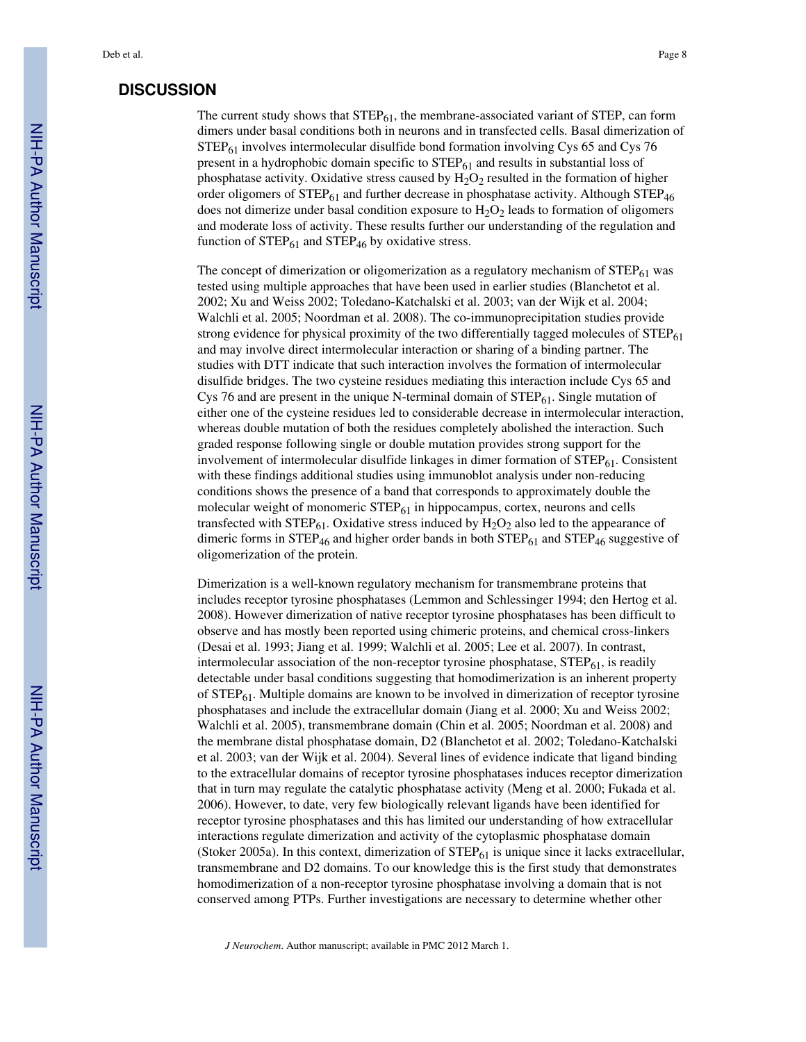## DISCUSSION

The current study shows that $STEP_{61}$, the membrane-associated variant of STEP, can form dimers under basal conditions both in neurons and in transfected cells. Basal dimerization of $STEP_{61}$ involves intermolecular disulfide bond formation involving Cys 65 and Cys 76 present in a hydrophobic domain specific to $STEP_{61}$ and results in substantial loss of phosphatase activity. Oxidative stress caused by $H_2O_2$ resulted in the formation of higher order oligomers of $STEP_{61}$ and further decrease in phosphatase activity. Although $STEP_{46}$ does not dimerize under basal condition exposure to $H_2O_2$ leads to formation of oligomers and moderate loss of activity. These results further our understanding of the regulation and function of $STEP_{61}$ and $STEP_{46}$ by oxidative stress.

The concept of dimerization or oligomerization as a regulatory mechanism of $STEP_{61}$ was tested using multiple approaches that have been used in earlier studies (Blanchetot et al. 2002; Xu and Weiss 2002; Toledano-Katchalski et al. 2003; van der Wijk et al. 2004; Walchli et al. 2005; Noordman et al. 2008). The co-immunoprecipitation studies provide strong evidence for physical proximity of the two differentially tagged molecules of $STEP_{61}$ and may involve direct intermolecular interaction or sharing of a binding partner. The studies with DTT indicate that such interaction involves the formation of intermolecular disulfide bridges. The two cysteine residues mediating this interaction include Cys 65 and Cys 76 and are present in the unique N-terminal domain of $STEP_{61}$. Single mutation of either one of the cysteine residues led to considerable decrease in intermolecular interaction, whereas double mutation of both the residues completely abolished the interaction. Such graded response following single or double mutation provides strong support for the involvement of intermolecular disulfide linkages in dimer formation of $STEP_{61}$. Consistent with these findings additional studies using immunoblot analysis under non-reducing conditions shows the presence of a band that corresponds to approximately double the molecular weight of monomeric $STEP_{61}$ in hippocampus, cortex, neurons and cells transfected with $STEP_{61}$. Oxidative stress induced by $H_2O_2$ also led to the appearance of dimeric forms in $STEP_{46}$ and higher order bands in both $STEP_{61}$ and $STEP_{46}$ suggestive of oligomerization of the protein.

Dimerization is a well-known regulatory mechanism for transmembrane proteins that includes receptor tyrosine phosphatases (Lemmon and Schlessinger 1994; den Hertog et al. 2008). However dimerization of native receptor tyrosine phosphatases has been difficult to observe and has mostly been reported using chimeric proteins, and chemical cross-linkers (Desai et al. 1993; Jiang et al. 1999; Walchli et al. 2005; Lee et al. 2007). In contrast, intermolecular association of the non-receptor tyrosine phosphatase, $STEP_{61}$, is readily detectable under basal conditions suggesting that homodimerization is an inherent property of $STEP_{61}$. Multiple domains are known to be involved in dimerization of receptor tyrosine phosphatases and include the extracellular domain (Jiang et al. 2000; Xu and Weiss 2002; Walchli et al. 2005), transmembrane domain (Chin et al. 2005; Noordman et al. 2008) and the membrane distal phosphatase domain, D2 (Blanchetot et al. 2002; Toledano-Katchalski et al. 2003; van der Wijk et al. 2004). Several lines of evidence indicate that ligand binding to the extracellular domains of receptor tyrosine phosphatases induces receptor dimerization that in turn may regulate the catalytic phosphatase activity (Meng et al. 2000; Fukada et al. 2006). However, to date, very few biologically relevant ligands have been identified for receptor tyrosine phosphatases and this has limited our understanding of how extracellular interactions regulate dimerization and activity of the cytoplasmic phosphatase domain (Stoker 2005a). In this context, dimerization of $STEP_{61}$ is unique since it lacks extracellular, transmembrane and D2 domains. To our knowledge this is the first study that demonstrates homodimerization of a non-receptor tyrosine phosphatase involving a domain that is not conserved among PTPs. Further investigations are necessary to determine whether other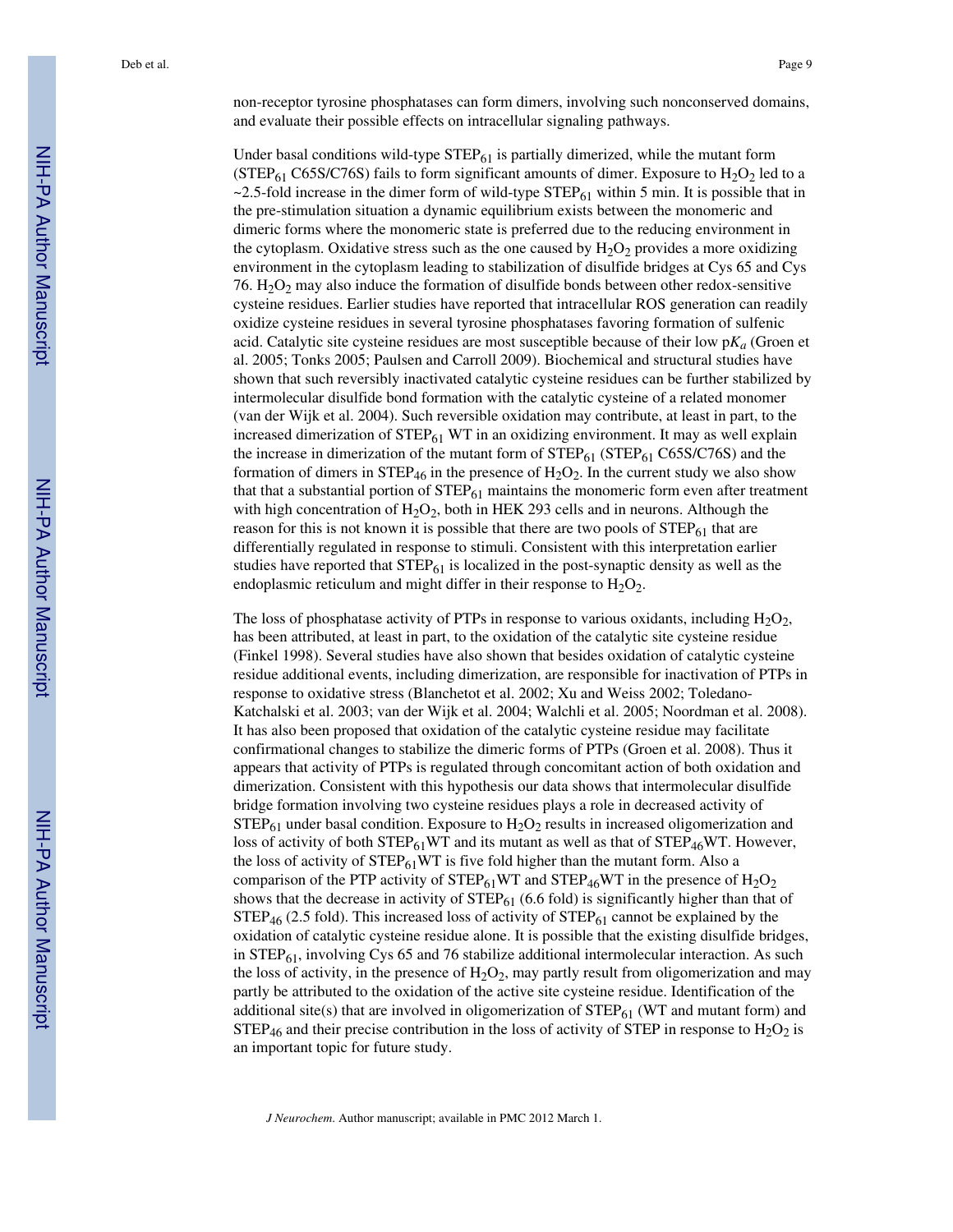non-receptor tyrosine phosphatases can form dimers, involving such nonconserved domains, and evaluate their possible effects on intracellular signaling pathways.

Under basal conditions wild-type $STEP_{61}$ is partially dimerized, while the mutant form ($STEP_{61}$ C65S/C76S) fails to form significant amounts of dimer. Exposure to $H_2O_2$ led to a ~2.5-fold increase in the dimer form of wild-type $STEP_{61}$ within 5 min. It is possible that in the pre-stimulation situation a dynamic equilibrium exists between the monomeric and dimeric forms where the monomeric state is preferred due to the reducing environment in the cytoplasm. Oxidative stress such as the one caused by $H_2O_2$ provides a more oxidizing environment in the cytoplasm leading to stabilization of disulfide bridges at Cys 65 and Cys 76. $H_2O_2$ may also induce the formation of disulfide bonds between other redox-sensitive cysteine residues. Earlier studies have reported that intracellular ROS generation can readily oxidize cysteine residues in several tyrosine phosphatases favoring formation of sulfenic acid. Catalytic site cysteine residues are most susceptible because of their low p$K_a$ (Groen et al. 2005; Tonks 2005; Paulsen and Carroll 2009). Biochemical and structural studies have shown that such reversibly inactivated catalytic cysteine residues can be further stabilized by intermolecular disulfide bond formation with the catalytic cysteine of a related monomer (van der Wijk et al. 2004). Such reversible oxidation may contribute, at least in part, to the increased dimerization of $STEP_{61}$ WT in an oxidizing environment. It may as well explain the increase in dimerization of the mutant form of $STEP_{61}$ ($STEP_{61}$ C65S/C76S) and the formation of dimers in $STEP_{46}$ in the presence of $H_2O_2$. In the current study we also show that that a substantial portion of $STEP_{61}$ maintains the monomeric form even after treatment with high concentration of $H_2O_2$, both in HEK 293 cells and in neurons. Although the reason for this is not known it is possible that there are two pools of $STEP_{61}$ that are differentially regulated in response to stimuli. Consistent with this interpretation earlier studies have reported that $STEP_{61}$ is localized in the post-synaptic density as well as the endoplasmic reticulum and might differ in their response to $H_2O_2$.

The loss of phosphatase activity of PTPs in response to various oxidants, including $H_2O_2$, has been attributed, at least in part, to the oxidation of the catalytic site cysteine residue (Finkel 1998). Several studies have also shown that besides oxidation of catalytic cysteine residue additional events, including dimerization, are responsible for inactivation of PTPs in response to oxidative stress (Blanchetot et al. 2002; Xu and Weiss 2002; Toledano-Katchalski et al. 2003; van der Wijk et al. 2004; Walchli et al. 2005; Noordman et al. 2008). It has also been proposed that oxidation of the catalytic cysteine residue may facilitate confirmational changes to stabilize the dimeric forms of PTPs (Groen et al. 2008). Thus it appears that activity of PTPs is regulated through concomitant action of both oxidation and dimerization. Consistent with this hypothesis our data shows that intermolecular disulfide bridge formation involving two cysteine residues plays a role in decreased activity of $STEP_{61}$ under basal condition. Exposure to $H_2O_2$ results in increased oligomerization and loss of activity of both $STEP_{61}$WT and its mutant as well as that of $STEP_{46}$WT. However, the loss of activity of $STEP_{61}$WT is five fold higher than the mutant form. Also a comparison of the PTP activity of $STEP_{61}$WT and $STEP_{46}$WT in the presence of $H_2O_2$ shows that the decrease in activity of $STEP_{61}$ (6.6 fold) is significantly higher than that of $STEP_{46}$ (2.5 fold). This increased loss of activity of $STEP_{61}$ cannot be explained by the oxidation of catalytic cysteine residue alone. It is possible that the existing disulfide bridges, in $STEP_{61}$, involving Cys 65 and 76 stabilize additional intermolecular interaction. As such the loss of activity, in the presence of $H_2O_2$, may partly result from oligomerization and may partly be attributed to the oxidation of the active site cysteine residue. Identification of the additional site(s) that are involved in oligomerization of $STEP_{61}$ (WT and mutant form) and $STEP_{46}$ and their precise contribution in the loss of activity of STEP in response to $H_2O_2$ is an important topic for future study.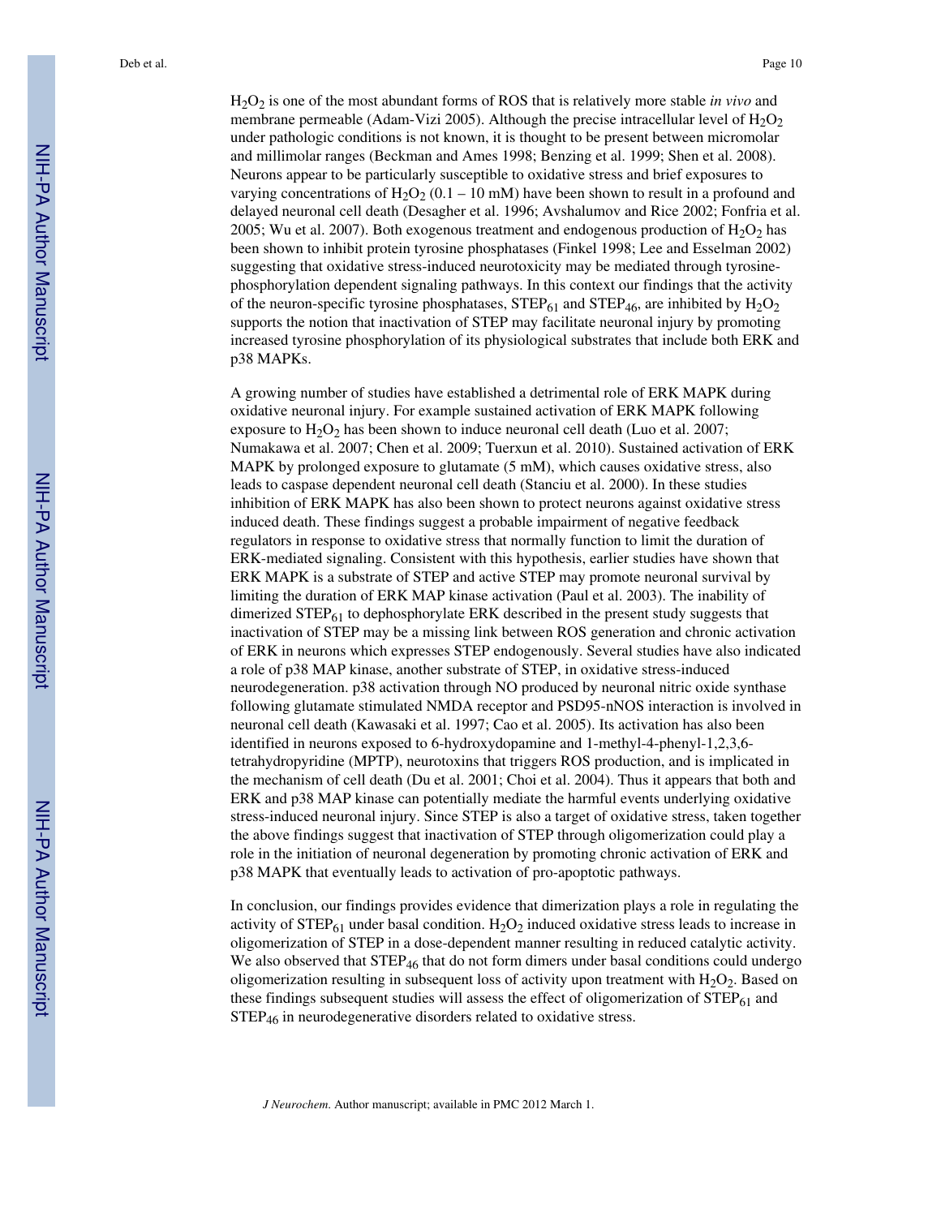$H_2O_2$ is one of the most abundant forms of ROS that is relatively more stable *in vivo* and membrane permeable (Adam-Vizi 2005). Although the precise intracellular level of $H_2O_2$ under pathologic conditions is not known, it is thought to be present between micromolar and millimolar ranges (Beckman and Ames 1998; Benzing et al. 1999; Shen et al. 2008). Neurons appear to be particularly susceptible to oxidative stress and brief exposures to varying concentrations of $H_2O_2$ (0.1 – 10 mM) have been shown to result in a profound and delayed neuronal cell death (Desagher et al. 1996; Avshalumov and Rice 2002; Fonfria et al. 2005; Wu et al. 2007). Both exogenous treatment and endogenous production of $H_2O_2$ has been shown to inhibit protein tyrosine phosphatases (Finkel 1998; Lee and Esselman 2002) suggesting that oxidative stress-induced neurotoxicity may be mediated through tyrosine-phosphorylation dependent signaling pathways. In this context our findings that the activity of the neuron-specific tyrosine phosphatases, $STEP_{61}$ and $STEP_{46}$, are inhibited by $H_2O_2$ supports the notion that inactivation of STEP may facilitate neuronal injury by promoting increased tyrosine phosphorylation of its physiological substrates that include both ERK and p38 MAPKs.

A growing number of studies have established a detrimental role of ERK MAPK during oxidative neuronal injury. For example sustained activation of ERK MAPK following exposure to $H_2O_2$ has been shown to induce neuronal cell death (Luo et al. 2007; Numakawa et al. 2007; Chen et al. 2009; Tuerxun et al. 2010). Sustained activation of ERK MAPK by prolonged exposure to glutamate (5 mM), which causes oxidative stress, also leads to caspase dependent neuronal cell death (Stanciu et al. 2000). In these studies inhibition of ERK MAPK has also been shown to protect neurons against oxidative stress induced death. These findings suggest a probable impairment of negative feedback regulators in response to oxidative stress that normally function to limit the duration of ERK-mediated signaling. Consistent with this hypothesis, earlier studies have shown that ERK MAPK is a substrate of STEP and active STEP may promote neuronal survival by limiting the duration of ERK MAP kinase activation (Paul et al. 2003). The inability of dimerized $STEP_{61}$ to dephosphorylate ERK described in the present study suggests that inactivation of STEP may be a missing link between ROS generation and chronic activation of ERK in neurons which expresses STEP endogenously. Several studies have also indicated a role of p38 MAP kinase, another substrate of STEP, in oxidative stress-induced neurodegeneration. p38 activation through NO produced by neuronal nitric oxide synthase following glutamate stimulated NMDA receptor and PSD95-nNOS interaction is involved in neuronal cell death (Kawasaki et al. 1997; Cao et al. 2005). Its activation has also been identified in neurons exposed to 6-hydroxydopamine and 1-methyl-4-phenyl-1,2,3,6-tetrahydropyridine (MPTP), neurotoxins that triggers ROS production, and is implicated in the mechanism of cell death (Du et al. 2001; Choi et al. 2004). Thus it appears that both ERK and p38 MAP kinase can potentially mediate the harmful events underlying oxidative stress-induced neuronal injury. Since STEP is also a target of oxidative stress, taken together the above findings suggest that inactivation of STEP through oligomerization could play a role in the initiation of neuronal degeneration by promoting chronic activation of ERK and p38 MAPK that eventually leads to activation of pro-apoptotic pathways.

In conclusion, our findings provides evidence that dimerization plays a role in regulating the activity of $STEP_{61}$ under basal condition. $H_2O_2$ induced oxidative stress leads to increase in oligomerization of STEP in a dose-dependent manner resulting in reduced catalytic activity. We also observed that $STEP_{46}$ that do not form dimers under basal conditions could undergo oligomerization resulting in subsequent loss of activity upon treatment with $H_2O_2$. Based on these findings subsequent studies will assess the effect of oligomerization of $STEP_{61}$ and $STEP_{46}$ in neurodegenerative disorders related to oxidative stress.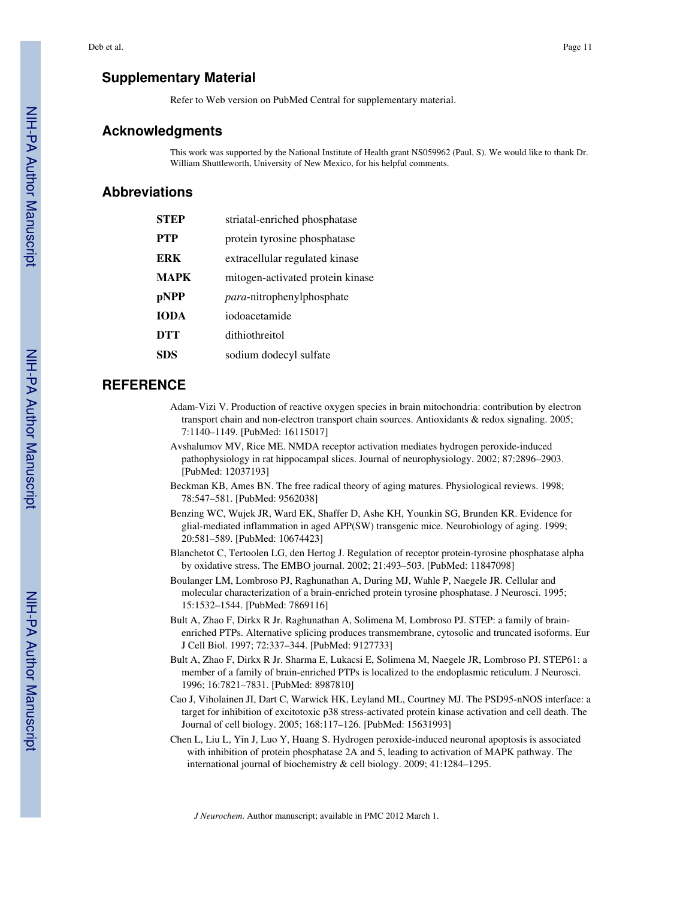## Supplementary Material

Refer to Web version on PubMed Central for supplementary material.

## Acknowledgments

This work was supported by the National Institute of Health grant NS059962 (Paul, S). We would like to thank Dr. William Shuttleworth, University of New Mexico, for his helpful comments.

## Abbreviations

| | |
|---|---|
| **STEP** | striatal-enriched phosphatase |
| **PTP** | protein tyrosine phosphatase |
| **ERK** | extracellular regulated kinase |
| **MAPK** | mitogen-activated protein kinase |
| **pNPP** | *para*-nitrophenylphosphate |
| **IODA** | iodoacetamide |
| **DTT** | dithiothreitol |
| **SDS** | sodium dodecyl sulfate |

## REFERENCE

Adam-Vizi V. Production of reactive oxygen species in brain mitochondria: contribution by electron transport chain and non-electron transport chain sources. Antioxidants & redox signaling. 2005; 7:1140–1149. [PubMed: 16115017]

Avshalumov MV, Rice ME. NMDA receptor activation mediates hydrogen peroxide-induced pathophysiology in rat hippocampal slices. Journal of neurophysiology. 2002; 87:2896–2903. [PubMed: 12037193]

Beckman KB, Ames BN. The free radical theory of aging matures. Physiological reviews. 1998; 78:547–581. [PubMed: 9562038]

Benzing WC, Wujek JR, Ward EK, Shaffer D, Ashe KH, Younkin SG, Brunden KR. Evidence for glial-mediated inflammation in aged APP(SW) transgenic mice. Neurobiology of aging. 1999; 20:581–589. [PubMed: 10674423]

Blanchetot C, Tertoolen LG, den Hertog J. Regulation of receptor protein-tyrosine phosphatase alpha by oxidative stress. The EMBO journal. 2002; 21:493–503. [PubMed: 11847098]

Boulanger LM, Lombroso PJ, Raghunathan A, During MJ, Wahle P, Naegele JR. Cellular and molecular characterization of a brain-enriched protein tyrosine phosphatase. J Neurosci. 1995; 15:1532–1544. [PubMed: 7869116]

Bult A, Zhao F, Dirkx R Jr. Raghunathan A, Solimena M, Lombroso PJ. STEP: a family of brain-enriched PTPs. Alternative splicing produces transmembrane, cytosolic and truncated isoforms. Eur J Cell Biol. 1997; 72:337–344. [PubMed: 9127733]

Bult A, Zhao F, Dirkx R Jr. Sharma E, Lukacsi E, Solimena M, Naegele JR, Lombroso PJ. STEP61: a member of a family of brain-enriched PTPs is localized to the endoplasmic reticulum. J Neurosci. 1996; 16:7821–7831. [PubMed: 8987810]

Cao J, Viholainen JI, Dart C, Warwick HK, Leyland ML, Courtney MJ. The PSD95-nNOS interface: a target for inhibition of excitotoxic p38 stress-activated protein kinase activation and cell death. The Journal of cell biology. 2005; 168:117–126. [PubMed: 15631993]

Chen L, Liu L, Yin J, Luo Y, Huang S. Hydrogen peroxide-induced neuronal apoptosis is associated with inhibition of protein phosphatase 2A and 5, leading to activation of MAPK pathway. The international journal of biochemistry & cell biology. 2009; 41:1284–1295.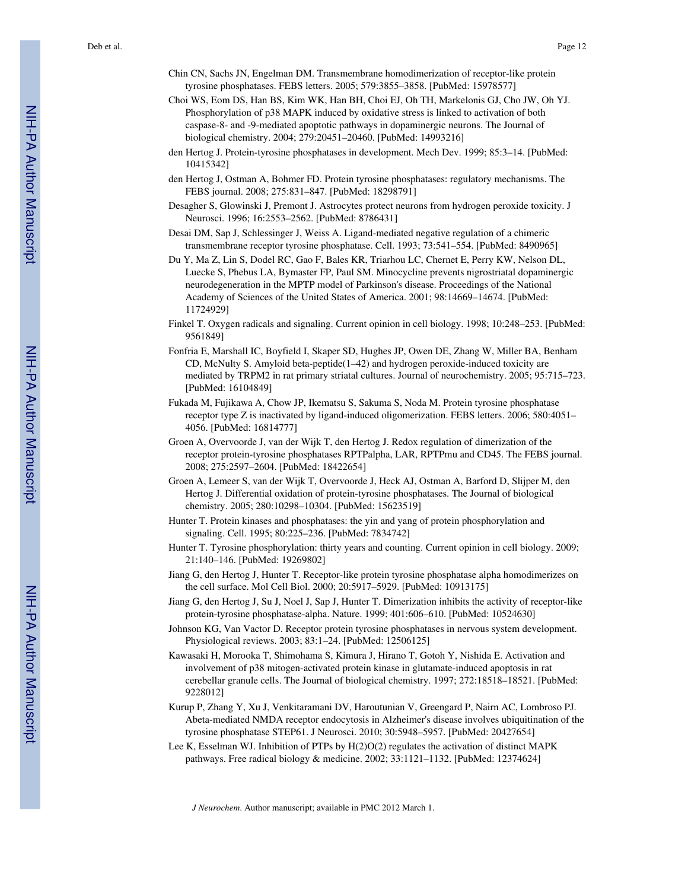Chin CN, Sachs JN, Engelman DM. Transmembrane homodimerization of receptor-like protein tyrosine phosphatases. FEBS letters. 2005; 579:3855–3858. [PubMed: 15978577]

Choi WS, Eom DS, Han BS, Kim WK, Han BH, Choi EJ, Oh TH, Markelonis GJ, Cho JW, Oh YJ. Phosphorylation of p38 MAPK induced by oxidative stress is linked to activation of both caspase-8- and -9-mediated apoptotic pathways in dopaminergic neurons. The Journal of biological chemistry. 2004; 279:20451–20460. [PubMed: 14993216]

den Hertog J. Protein-tyrosine phosphatases in development. Mech Dev. 1999; 85:3–14. [PubMed: 10415342]

den Hertog J, Ostman A, Bohmer FD. Protein tyrosine phosphatases: regulatory mechanisms. The FEBS journal. 2008; 275:831–847. [PubMed: 18298791]

Desagher S, Glowinski J, Premont J. Astrocytes protect neurons from hydrogen peroxide toxicity. J Neurosci. 1996; 16:2553–2562. [PubMed: 8786431]

Desai DM, Sap J, Schlessinger J, Weiss A. Ligand-mediated negative regulation of a chimeric transmembrane receptor tyrosine phosphatase. Cell. 1993; 73:541–554. [PubMed: 8490965]

Du Y, Ma Z, Lin S, Dodel RC, Gao F, Bales KR, Triarhou LC, Chernet E, Perry KW, Nelson DL, Luecke S, Phebus LA, Bymaster FP, Paul SM. Minocycline prevents nigrostriatal dopaminergic neurodegeneration in the MPTP model of Parkinson's disease. Proceedings of the National Academy of Sciences of the United States of America. 2001; 98:14669–14674. [PubMed: 11724929]

Finkel T. Oxygen radicals and signaling. Current opinion in cell biology. 1998; 10:248–253. [PubMed: 9561849]

Fonfria E, Marshall IC, Boyfield I, Skaper SD, Hughes JP, Owen DE, Zhang W, Miller BA, Benham CD, McNulty S. Amyloid beta-peptide(1–42) and hydrogen peroxide-induced toxicity are mediated by TRPM2 in rat primary striatal cultures. Journal of neurochemistry. 2005; 95:715–723. [PubMed: 16104849]

Fukada M, Fujikawa A, Chow JP, Ikematsu S, Sakuma S, Noda M. Protein tyrosine phosphatase receptor type Z is inactivated by ligand-induced oligomerization. FEBS letters. 2006; 580:4051–4056. [PubMed: 16814777]

Groen A, Overvoorde J, van der Wijk T, den Hertog J. Redox regulation of dimerization of the receptor protein-tyrosine phosphatases RPTPalpha, LAR, RPTPmu and CD45. The FEBS journal. 2008; 275:2597–2604. [PubMed: 18422654]

Groen A, Lemeer S, van der Wijk T, Overvoorde J, Heck AJ, Ostman A, Barford D, Slijper M, den Hertog J. Differential oxidation of protein-tyrosine phosphatases. The Journal of biological chemistry. 2005; 280:10298–10304. [PubMed: 15623519]

Hunter T. Protein kinases and phosphatases: the yin and yang of protein phosphorylation and signaling. Cell. 1995; 80:225–236. [PubMed: 7834742]

Hunter T. Tyrosine phosphorylation: thirty years and counting. Current opinion in cell biology. 2009; 21:140–146. [PubMed: 19269802]

Jiang G, den Hertog J, Hunter T. Receptor-like protein tyrosine phosphatase alpha homodimerizes on the cell surface. Mol Cell Biol. 2000; 20:5917–5929. [PubMed: 10913175]

Jiang G, den Hertog J, Su J, Noel J, Sap J, Hunter T. Dimerization inhibits the activity of receptor-like protein-tyrosine phosphatase-alpha. Nature. 1999; 401:606–610. [PubMed: 10524630]

Johnson KG, Van Vactor D. Receptor protein tyrosine phosphatases in nervous system development. Physiological reviews. 2003; 83:1–24. [PubMed: 12506125]

Kawasaki H, Morooka T, Shimohama S, Kimura J, Hirano T, Gotoh Y, Nishida E. Activation and involvement of p38 mitogen-activated protein kinase in glutamate-induced apoptosis in rat cerebellar granule cells. The Journal of biological chemistry. 1997; 272:18518–18521. [PubMed: 9228012]

Kurup P, Zhang Y, Xu J, Venkitaramani DV, Haroutunian V, Greengard P, Nairn AC, Lombroso PJ. Abeta-mediated NMDA receptor endocytosis in Alzheimer's disease involves ubiquitination of the tyrosine phosphatase STEP61. J Neurosci. 2010; 30:5948–5957. [PubMed: 20427654]

Lee K, Esselman WJ. Inhibition of PTPs by H(2)O(2) regulates the activation of distinct MAPK pathways. Free radical biology & medicine. 2002; 33:1121–1132. [PubMed: 12374624]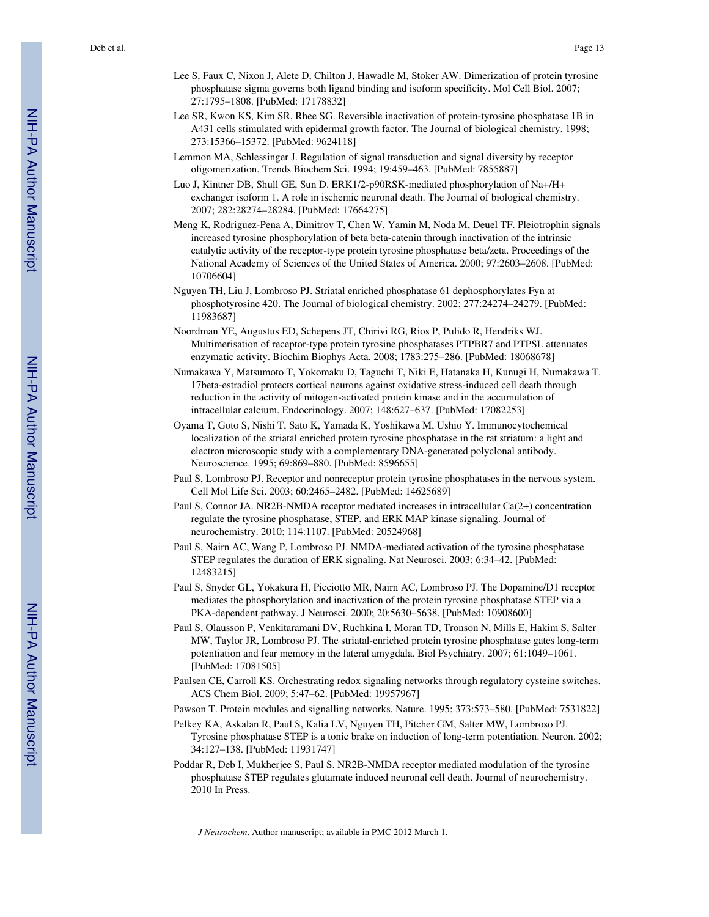Lee S, Faux C, Nixon J, Alete D, Chilton J, Hawadle M, Stoker AW. Dimerization of protein tyrosine phosphatase sigma governs both ligand binding and isoform specificity. Mol Cell Biol. 2007; 27:1795–1808. [PubMed: 17178832]

Lee SR, Kwon KS, Kim SR, Rhee SG. Reversible inactivation of protein-tyrosine phosphatase 1B in A431 cells stimulated with epidermal growth factor. The Journal of biological chemistry. 1998; 273:15366–15372. [PubMed: 9624118]

Lemmon MA, Schlessinger J. Regulation of signal transduction and signal diversity by receptor oligomerization. Trends Biochem Sci. 1994; 19:459–463. [PubMed: 7855887]

Luo J, Kintner DB, Shull GE, Sun D. ERK1/2-p90RSK-mediated phosphorylation of Na+/H+ exchanger isoform 1. A role in ischemic neuronal death. The Journal of biological chemistry. 2007; 282:28274–28284. [PubMed: 17664275]

Meng K, Rodriguez-Pena A, Dimitrov T, Chen W, Yamin M, Noda M, Deuel TF. Pleiotrophin signals increased tyrosine phosphorylation of beta beta-catenin through inactivation of the intrinsic catalytic activity of the receptor-type protein tyrosine phosphatase beta/zeta. Proceedings of the National Academy of Sciences of the United States of America. 2000; 97:2603–2608. [PubMed: 10706604]

Nguyen TH, Liu J, Lombroso PJ. Striatal enriched phosphatase 61 dephosphorylates Fyn at phosphotyrosine 420. The Journal of biological chemistry. 2002; 277:24274–24279. [PubMed: 11983687]

Noordman YE, Augustus ED, Schepens JT, Chirivi RG, Rios P, Pulido R, Hendriks WJ. Multimerisation of receptor-type protein tyrosine phosphatases PTPBR7 and PTPSL attenuates enzymatic activity. Biochim Biophys Acta. 2008; 1783:275–286. [PubMed: 18068678]

Numakawa Y, Matsumoto T, Yokomaku D, Taguchi T, Niki E, Hatanaka H, Kunugi H, Numakawa T. 17beta-estradiol protects cortical neurons against oxidative stress-induced cell death through reduction in the activity of mitogen-activated protein kinase and in the accumulation of intracellular calcium. Endocrinology. 2007; 148:627–637. [PubMed: 17082253]

Oyama T, Goto S, Nishi T, Sato K, Yamada K, Yoshikawa M, Ushio Y. Immunocytochemical localization of the striatal enriched protein tyrosine phosphatase in the rat striatum: a light and electron microscopic study with a complementary DNA-generated polyclonal antibody. Neuroscience. 1995; 69:869–880. [PubMed: 8596655]

Paul S, Lombroso PJ. Receptor and nonreceptor protein tyrosine phosphatases in the nervous system. Cell Mol Life Sci. 2003; 60:2465–2482. [PubMed: 14625689]

Paul S, Connor JA. NR2B-NMDA receptor mediated increases in intracellular Ca(2+) concentration regulate the tyrosine phosphatase, STEP, and ERK MAP kinase signaling. Journal of neurochemistry. 2010; 114:1107. [PubMed: 20524968]

Paul S, Nairn AC, Wang P, Lombroso PJ. NMDA-mediated activation of the tyrosine phosphatase STEP regulates the duration of ERK signaling. Nat Neurosci. 2003; 6:34–42. [PubMed: 12483215]

Paul S, Snyder GL, Yokakura H, Picciotto MR, Nairn AC, Lombroso PJ. The Dopamine/D1 receptor mediates the phosphorylation and inactivation of the protein tyrosine phosphatase STEP via a PKA-dependent pathway. J Neurosci. 2000; 20:5630–5638. [PubMed: 10908600]

Paul S, Olausson P, Venkitaramani DV, Ruchkina I, Moran TD, Tronson N, Mills E, Hakim S, Salter MW, Taylor JR, Lombroso PJ. The striatal-enriched protein tyrosine phosphatase gates long-term potentiation and fear memory in the lateral amygdala. Biol Psychiatry. 2007; 61:1049–1061. [PubMed: 17081505]

Paulsen CE, Carroll KS. Orchestrating redox signaling networks through regulatory cysteine switches. ACS Chem Biol. 2009; 5:47–62. [PubMed: 19957967]

Pawson T. Protein modules and signalling networks. Nature. 1995; 373:573–580. [PubMed: 7531822]

Pelkey KA, Askalan R, Paul S, Kalia LV, Nguyen TH, Pitcher GM, Salter MW, Lombroso PJ. Tyrosine phosphatase STEP is a tonic brake on induction of long-term potentiation. Neuron. 2002; 34:127–138. [PubMed: 11931747]

Poddar R, Deb I, Mukherjee S, Paul S. NR2B-NMDA receptor mediated modulation of the tyrosine phosphatase STEP regulates glutamate induced neuronal cell death. Journal of neurochemistry. 2010 In Press.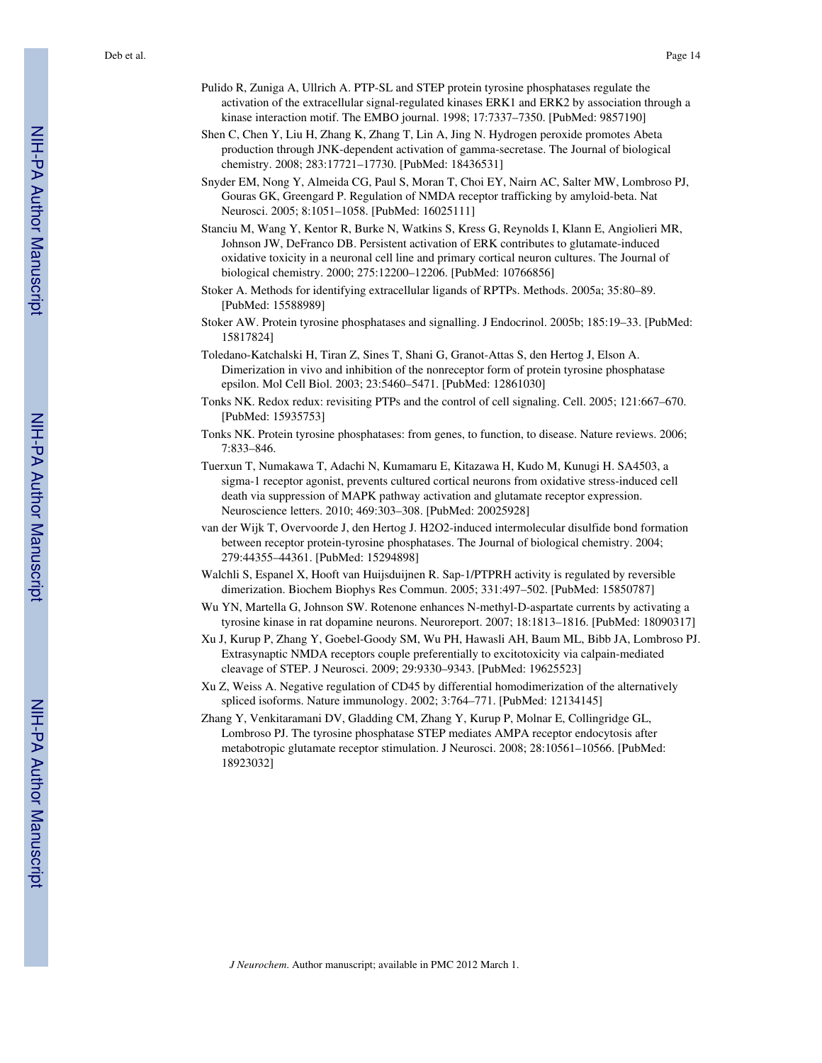Pulido R, Zuniga A, Ullrich A. PTP-SL and STEP protein tyrosine phosphatases regulate the activation of the extracellular signal-regulated kinases ERK1 and ERK2 by association through a kinase interaction motif. The EMBO journal. 1998; 17:7337–7350. [PubMed: 9857190]

Shen C, Chen Y, Liu H, Zhang K, Zhang T, Lin A, Jing N. Hydrogen peroxide promotes Abeta production through JNK-dependent activation of gamma-secretase. The Journal of biological chemistry. 2008; 283:17721–17730. [PubMed: 18436531]

Snyder EM, Nong Y, Almeida CG, Paul S, Moran T, Choi EY, Nairn AC, Salter MW, Lombroso PJ, Gouras GK, Greengard P. Regulation of NMDA receptor trafficking by amyloid-beta. Nat Neurosci. 2005; 8:1051–1058. [PubMed: 16025111]

Stanciu M, Wang Y, Kentor R, Burke N, Watkins S, Kress G, Reynolds I, Klann E, Angiolieri MR, Johnson JW, DeFranco DB. Persistent activation of ERK contributes to glutamate-induced oxidative toxicity in a neuronal cell line and primary cortical neuron cultures. The Journal of biological chemistry. 2000; 275:12200–12206. [PubMed: 10766856]

Stoker A. Methods for identifying extracellular ligands of RPTPs. Methods. 2005a; 35:80–89. [PubMed: 15588989]

Stoker AW. Protein tyrosine phosphatases and signalling. J Endocrinol. 2005b; 185:19–33. [PubMed: 15817824]

Toledano-Katchalski H, Tiran Z, Sines T, Shani G, Granot-Attas S, den Hertog J, Elson A. Dimerization in vivo and inhibition of the nonreceptor form of protein tyrosine phosphatase epsilon. Mol Cell Biol. 2003; 23:5460–5471. [PubMed: 12861030]

Tonks NK. Redox redux: revisiting PTPs and the control of cell signaling. Cell. 2005; 121:667–670. [PubMed: 15935753]

Tonks NK. Protein tyrosine phosphatases: from genes, to function, to disease. Nature reviews. 2006; 7:833–846.

Tuerxun T, Numakawa T, Adachi N, Kumamaru E, Kitazawa H, Kudo M, Kunugi H. SA4503, a sigma-1 receptor agonist, prevents cultured cortical neurons from oxidative stress-induced cell death via suppression of MAPK pathway activation and glutamate receptor expression. Neuroscience letters. 2010; 469:303–308. [PubMed: 20025928]

van der Wijk T, Overvoorde J, den Hertog J. H2O2-induced intermolecular disulfide bond formation between receptor protein-tyrosine phosphatases. The Journal of biological chemistry. 2004; 279:44355–44361. [PubMed: 15294898]

Walchli S, Espanel X, Hooft van Huijsduijnen R. Sap-1/PTPRH activity is regulated by reversible dimerization. Biochem Biophys Res Commun. 2005; 331:497–502. [PubMed: 15850787]

Wu YN, Martella G, Johnson SW. Rotenone enhances N-methyl-D-aspartate currents by activating a tyrosine kinase in rat dopamine neurons. Neuroreport. 2007; 18:1813–1816. [PubMed: 18090317]

Xu J, Kurup P, Zhang Y, Goebel-Goody SM, Wu PH, Hawasli AH, Baum ML, Bibb JA, Lombroso PJ. Extrasynaptic NMDA receptors couple preferentially to excitotoxicity via calpain-mediated cleavage of STEP. J Neurosci. 2009; 29:9330–9343. [PubMed: 19625523]

Xu Z, Weiss A. Negative regulation of CD45 by differential homodimerization of the alternatively spliced isoforms. Nature immunology. 2002; 3:764–771. [PubMed: 12134145]

Zhang Y, Venkitaramani DV, Gladding CM, Zhang Y, Kurup P, Molnar E, Collingridge GL, Lombroso PJ. The tyrosine phosphatase STEP mediates AMPA receptor endocytosis after metabotropic glutamate receptor stimulation. J Neurosci. 2008; 28:10561–10566. [PubMed: 18923032]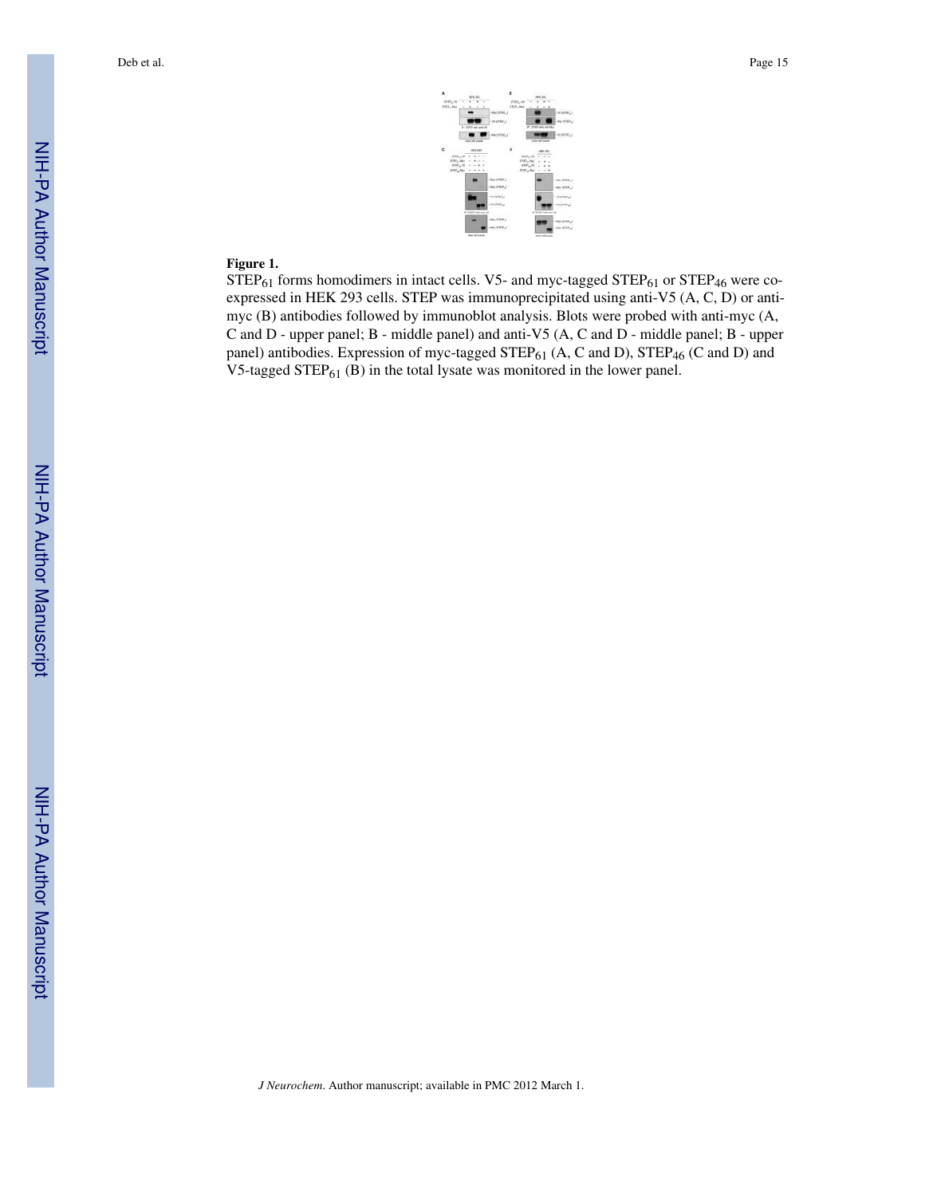**Figure 1.**

$STEP_{61}$ forms homodimers in intact cells. V5- and myc-tagged $STEP_{61}$ or $STEP_{46}$ were co-expressed in HEK 293 cells. STEP was immunoprecipitated using anti-V5 (A, C, D) or anti-myc (B) antibodies followed by immunoblot analysis. Blots were probed with anti-myc (A, C and D - upper panel; B - middle panel) and anti-V5 (A, C and D - middle panel; B - upper panel) antibodies. Expression of myc-tagged $STEP_{61}$ (A, C and D), $STEP_{46}$ (C and D) and V5-tagged $STEP_{61}$ (B) in the total lysate was monitored in the lower panel.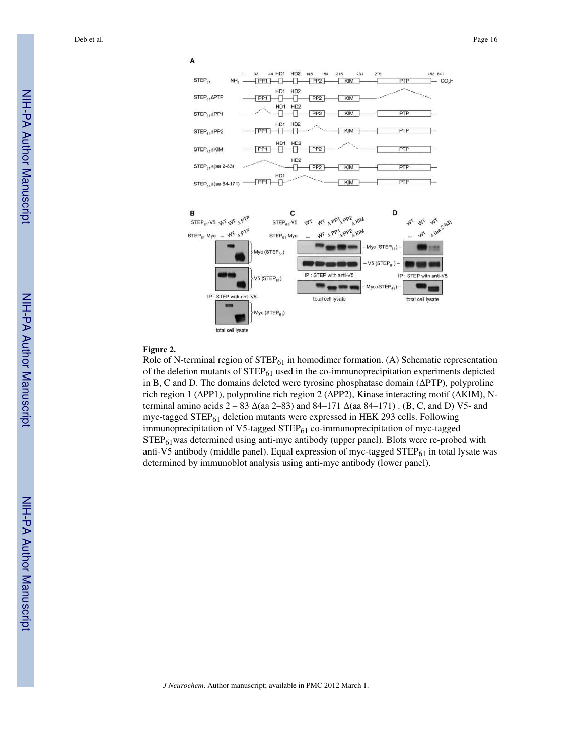**Figure 2.**

Role of N-terminal region of $STEP_{61}$ in homodimer formation. (A) Schematic representation of the deletion mutants of $STEP_{61}$ used in the co-immunoprecipitation experiments depicted in B, C and D. The domains deleted were tyrosine phosphatase domain (ΔPTP), polyproline rich region 1 (ΔPP1), polyproline rich region 2 (ΔPP2), Kinase interacting motif (ΔKIM), N-terminal amino acids 2 – 83 Δ(aa 2–83) and 84–171 Δ(aa 84–171) . (B, C, and D) V5- and myc-tagged $STEP_{61}$ deletion mutants were expressed in HEK 293 cells. Following immunoprecipitation of V5-tagged $STEP_{61}$ co-immunoprecipitation of myc-tagged $STEP_{61}$was determined using anti-myc antibody (upper panel). Blots were re-probed with anti-V5 antibody (middle panel). Equal expression of myc-tagged $STEP_{61}$ in total lysate was determined by immunoblot analysis using anti-myc antibody (lower panel).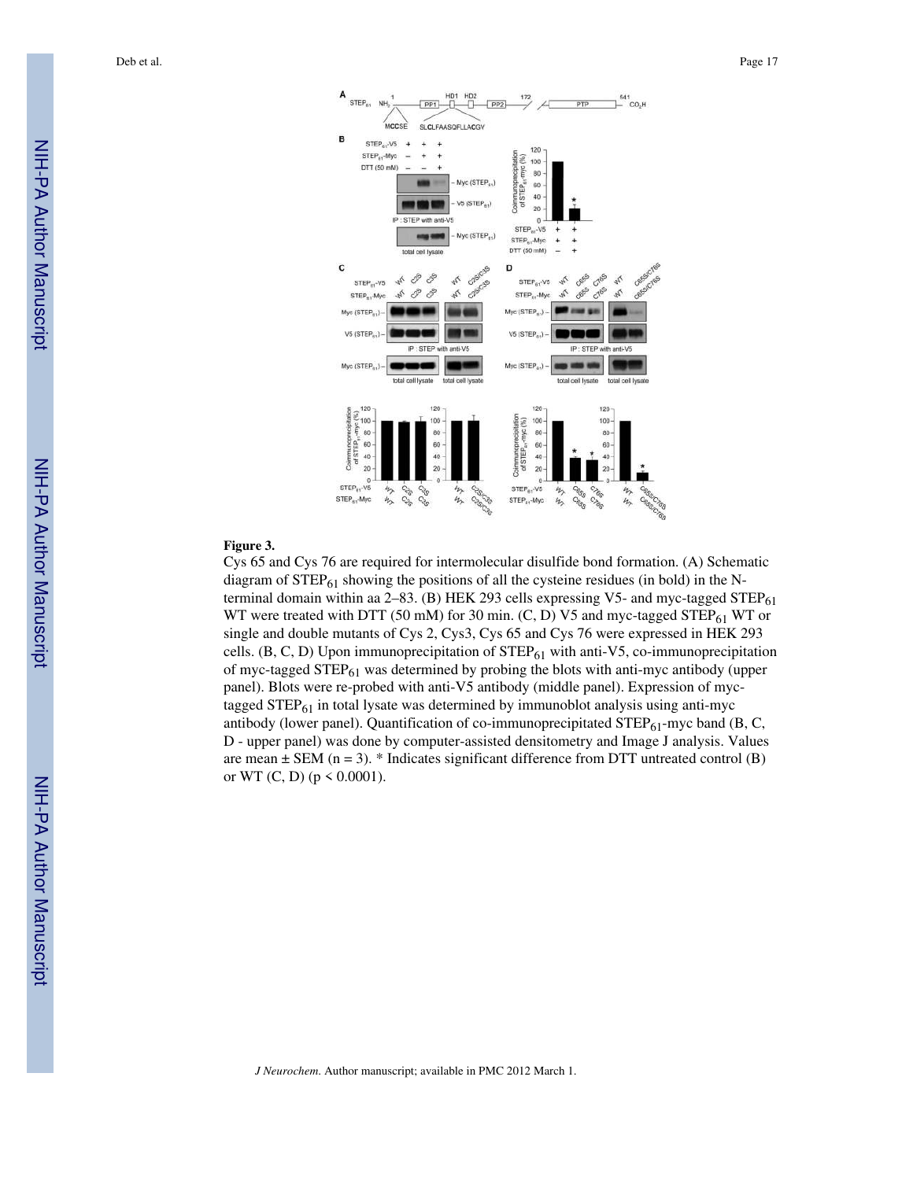**Figure 3.**

Cys 65 and Cys 76 are required for intermolecular disulfide bond formation. (A) Schematic diagram of $STEP_{61}$ showing the positions of all the cysteine residues (in bold) in the N-terminal domain within aa 2–83. (B) HEK 293 cells expressing V5- and myc-tagged $STEP_{61}$ WT were treated with DTT (50 mM) for 30 min. (C, D) V5 and myc-tagged $STEP_{61}$ WT or single and double mutants of Cys 2, Cys3, Cys 65 and Cys 76 were expressed in HEK 293 cells. (B, C, D) Upon immunoprecipitation of $STEP_{61}$ with anti-V5, co-immunoprecipitation of myc-tagged $STEP_{61}$ was determined by probing the blots with anti-myc antibody (upper panel). Blots were re-probed with anti-V5 antibody (middle panel). Expression of myc-tagged $STEP_{61}$ in total lysate was determined by immunoblot analysis using anti-myc antibody (lower panel). Quantification of co-immunoprecipitated $STEP_{61}$-myc band (B, C, D - upper panel) was done by computer-assisted densitometry and Image J analysis. Values are mean ± SEM (n = 3). * Indicates significant difference from DTT untreated control (B) or WT (C, D) ($p < 0.0001$).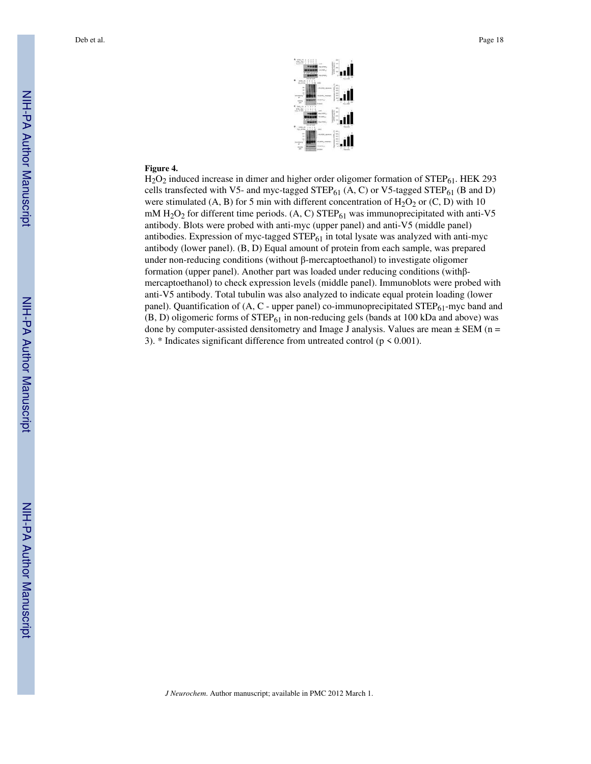**Figure 4.**

$H_2O_2$ induced increase in dimer and higher order oligomer formation of $STEP_{61}$. HEK 293 cells transfected with V5- and myc-tagged $STEP_{61}$ (A, C) or V5-tagged $STEP_{61}$ (B and D) were stimulated (A, B) for 5 min with different concentration of $H_2O_2$ or (C, D) with 10 mM $H_2O_2$ for different time periods. (A, C) $STEP_{61}$ was immunoprecipitated with anti-V5 antibody. Blots were probed with anti-myc (upper panel) and anti-V5 (middle panel) antibodies. Expression of myc-tagged $STEP_{61}$ in total lysate was analyzed with anti-myc antibody (lower panel). (B, D) Equal amount of protein from each sample, was prepared under non-reducing conditions (without β-mercaptoethanol) to investigate oligomer formation (upper panel). Another part was loaded under reducing conditions (withβ-mercaptoethanol) to check expression levels (middle panel). Immunoblots were probed with anti-V5 antibody. Total tubulin was also analyzed to indicate equal protein loading (lower panel). Quantification of (A, C - upper panel) co-immunoprecipitated $STEP_{61}$-myc band and (B, D) oligomeric forms of $STEP_{61}$ in non-reducing gels (bands at 100 kDa and above) was done by computer-assisted densitometry and Image J analysis. Values are mean ± SEM (n = 3). * Indicates significant difference from untreated control ($p < 0.001$).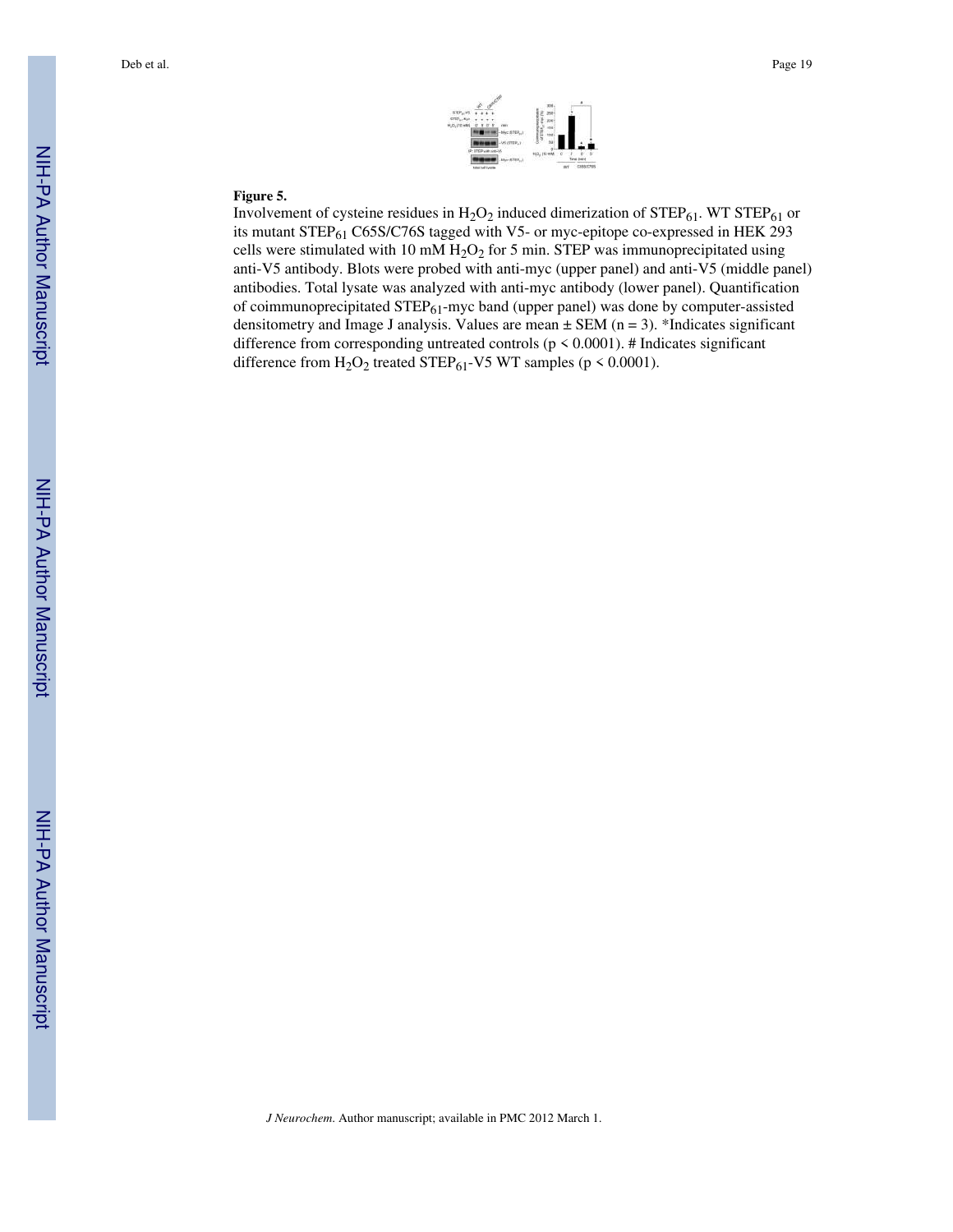**Figure 5.**

Involvement of cysteine residues in $H_2O_2$ induced dimerization of $STEP_{61}$. WT $STEP_{61}$ or its mutant $STEP_{61}$ C65S/C76S tagged with V5- or myc-epitope co-expressed in HEK 293 cells were stimulated with 10 mM $H_2O_2$ for 5 min. STEP was immunoprecipitated using anti-V5 antibody. Blots were probed with anti-myc (upper panel) and anti-V5 (middle panel) antibodies. Total lysate was analyzed with anti-myc antibody (lower panel). Quantification of coimmunoprecipitated $STEP_{61}$-myc band (upper panel) was done by computer-assisted densitometry and Image J analysis. Values are mean ± SEM (n = 3). *Indicates significant difference from corresponding untreated controls ($p < 0.0001$). # Indicates significant difference from $H_2O_2$ treated $STEP_{61}$-V5 WT samples ($p < 0.0001$).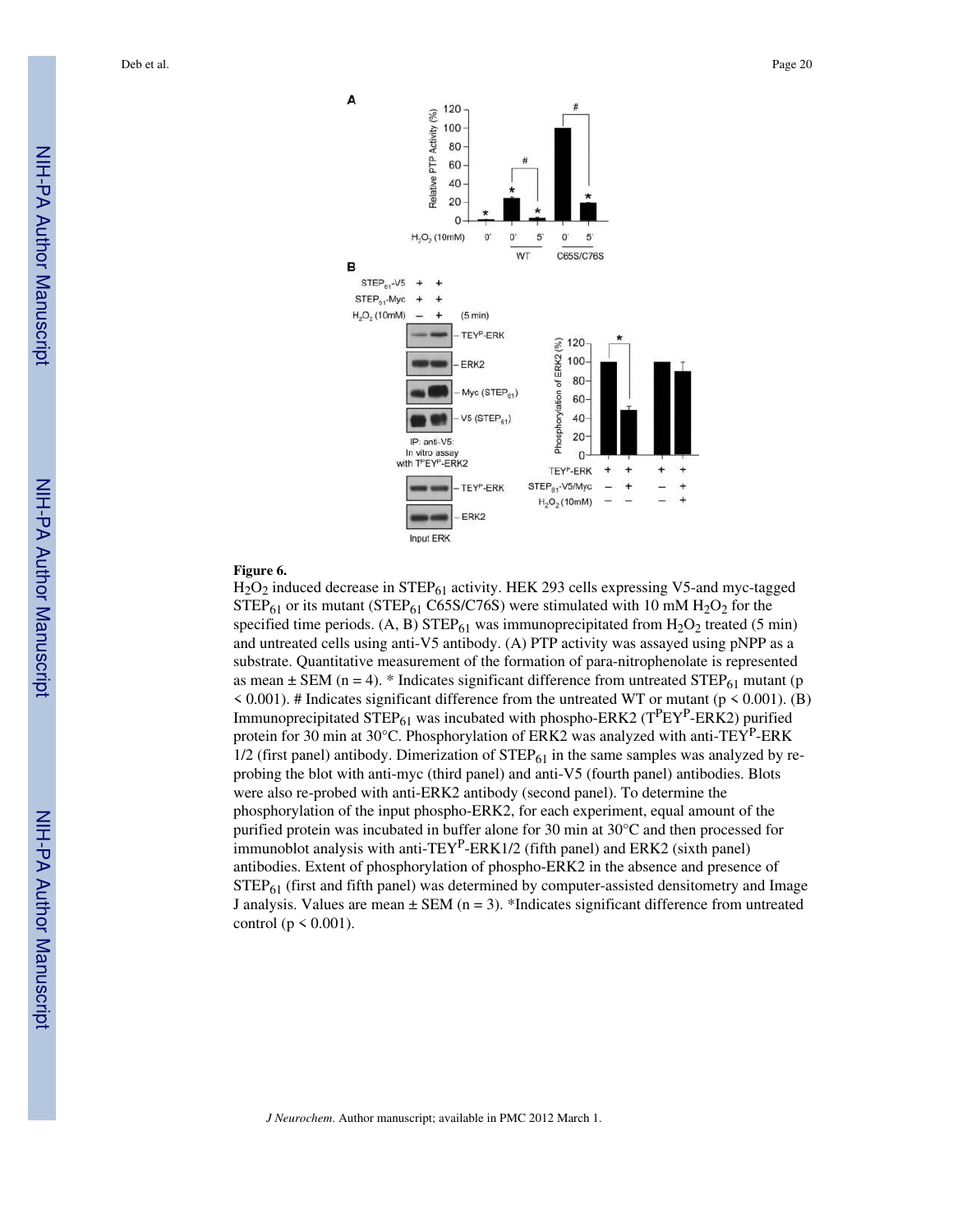**Figure 6.**

$H_2O_2$ induced decrease in $STEP_{61}$ activity. HEK 293 cells expressing V5-and myc-tagged $STEP_{61}$ or its mutant ($STEP_{61}$ C65S/C76S) were stimulated with 10 mM $H_2O_2$ for the specified time periods. (A, B) $STEP_{61}$ was immunoprecipitated from $H_2O_2$ treated (5 min) and untreated cells using anti-V5 antibody. (A) PTP activity was assayed using pNPP as a substrate. Quantitative measurement of the formation of para-nitrophenolate is represented as mean ± SEM (n = 4). * Indicates significant difference from untreated $STEP_{61}$ mutant ($p < 0.001$). # Indicates significant difference from the untreated WT or mutant ($p < 0.001$). (B) Immunoprecipitated $STEP_{61}$ was incubated with phospho-ERK2 ($T^PEY^P$-ERK2) purified protein for 30 min at 30°C. Phosphorylation of ERK was analyzed with anti-$TEY^P$-ERK 1/2 (first panel) antibody. Dimerization of $STEP_{61}$ in the same samples was analyzed by re-probing the blot with anti-myc (third panel) and anti-V5 (fourth panel) antibodies. Blots were also re-probed with anti-ERK2 antibody (second panel). To determine the phosphorylation of the input phospho-ERK2, for each experiment, equal amount of the purified protein was incubated in buffer alone for 30 min at 30°C and then processed for immunoblot analysis with anti-$TEY^P$-ERK1/2 (fifth panel) and ERK2 (sixth panel) antibodies. Extent of phosphorylation of phospho-ERK2 in the absence and presence of $STEP_{61}$ (first and fifth panel) was determined by computer-assisted densitometry and Image J analysis. Values are mean ± SEM (n = 3). *Indicates significant difference from untreated control ($p < 0.001$).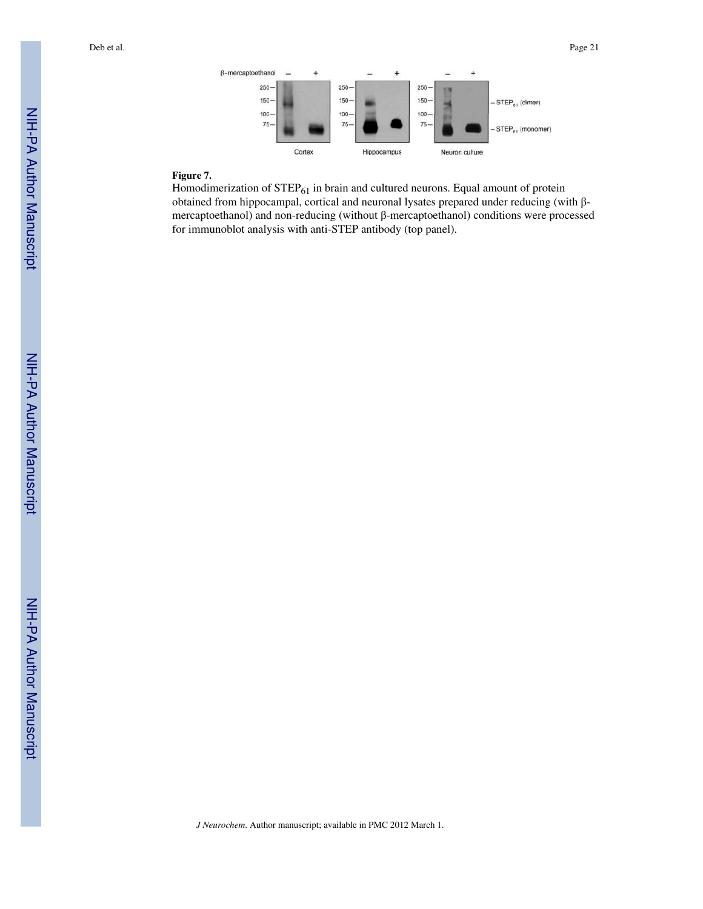**Figure 7.**

Homodimerization of $STEP_{61}$ in brain and cultured neurons. Equal amount of protein obtained from hippocampal, cortical and neuronal lysates prepared under reducing (with β-mercaptoethanol) and non-reducing (without β-mercaptoethanol) conditions were processed for immunoblot analysis with anti-STEP antibody (top panel).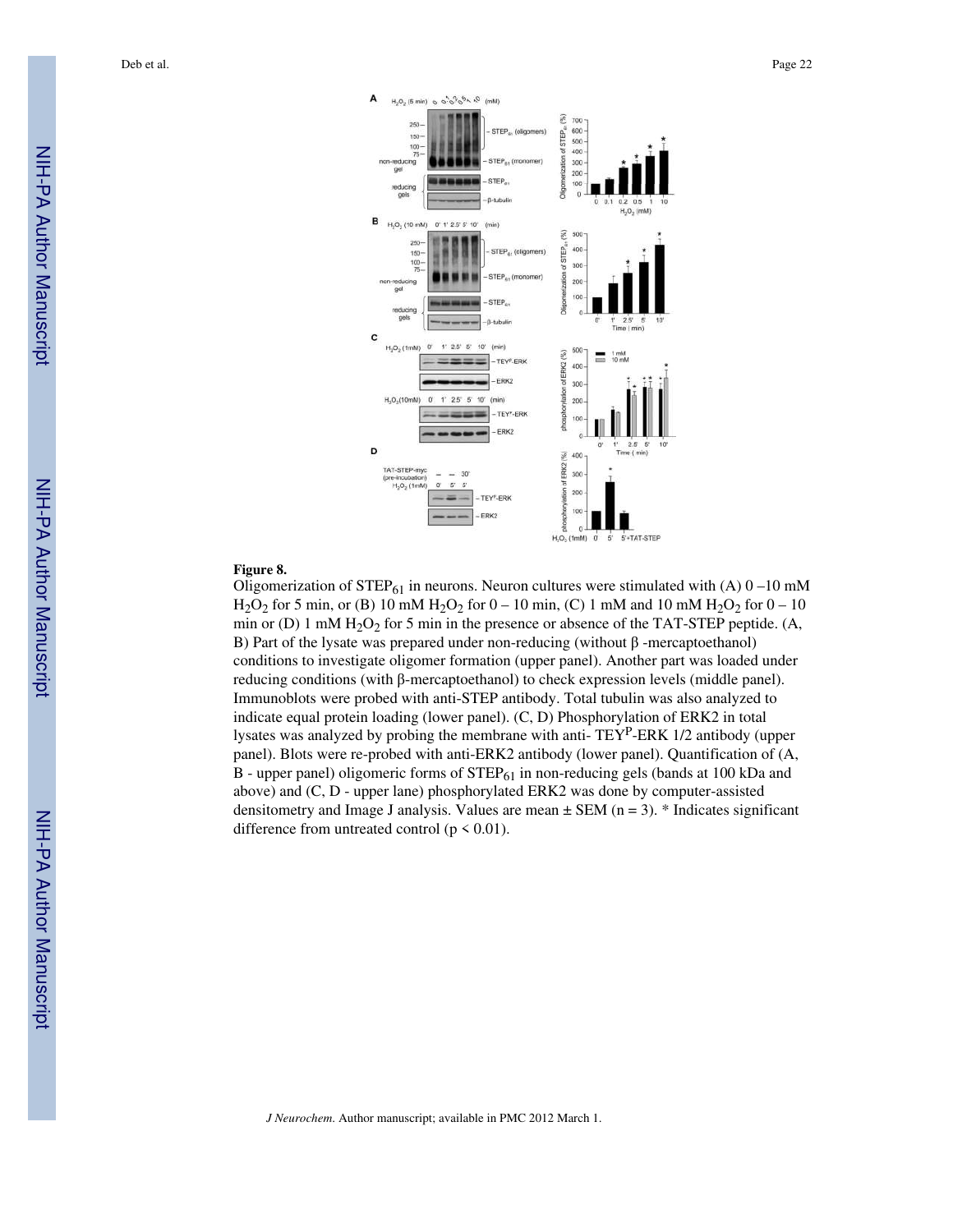A

$H_2O_2$ (5 min) 0 0.1 0.2 0.5 1 10 (mM)

250—
150—
100—
75—

– $STEP_{61}$ (oligomers)

non-reducing gel

– $STEP_{61}$ (monomer)

reducing gels

– $STEP_{61}$

– β-tubulin

Oligomerization of $STEP_{61}$ (%)

700
600
500
400
300
200
100
0

0 0.1 0.2 0.5 1 10

$H_2O_2$ (mM)

B

$H_2O_2$ (10 mM) 0' 1' 2.5' 5' 10' (min)

250—
150—
100—
75—

– $STEP_{61}$ (oligomers)

– $STEP_{61}$ (monomer)

non-reducing gel

reducing gels

– $STEP_{61}$

– β-tubulin

Oligomerization of $STEP_{61}$ (%)

500
400
300
200
100
0

0' 1' 2.5' 5' 10'

Time ( min)

C

$H_2O_2$ (1mM) 0' 1' 2.5' 5' 10' (min)

– $TEY^P$-ERK

– ERK2

$H_2O_2$(10mM) 0' 1' 2.5' 5' 10' (min)

– $TEY^P$-ERK

– ERK2

phosphorylation of ERK2 (%)

1 mM
10 mM

500
400
300
200
100
0

0' 1' 2.5' 5' 10'

Time ( min)

D

TAT-STEP-myc (pre-incubation) – – 30'

$H_2O_2$ (1mM) 0' 5' 5'

– $TEY^P$-ERK

– ERK2

phosphorylation of ERK2 (%)

400
300
200
100
0

$H_2O_2$ (1mM) 0 5' 5'+TAT-STEP

**Figure 8.**

Oligomerization of $STEP_{61}$ in neurons. Neuron cultures were stimulated with (A) 0 –10 mM $H_2O_2$ for 5 min, or (B) 10 mM $H_2O_2$ for 0 – 10 min, (C) 1 mM and 10 mM $H_2O_2$ for 0 – 10 min or (D) 1 mM $H_2O_2$ for 5 min in the presence or absence of the TAT-STEP peptide. (A, B) Part of the lysate was prepared under non-reducing (without β -mercaptoethanol) conditions to investigate oligomer formation (upper panel). Another part was loaded under reducing conditions (with β-mercaptoethanol) to check expression levels (middle panel). Immunoblots were probed with anti-STEP antibody. Total tubulin was also analyzed to indicate equal protein loading (lower panel). (C, D) Phosphorylation of ERK2 in total lysates was analyzed by probing the membrane with anti- $TEY^P$-ERK 1/2 antibody (upper panel). Blots were re-probed with anti-ERK2 antibody (lower panel). Quantification of (A, B - upper panel) oligomeric forms of $STEP_{61}$ in non-reducing gels (bands at 100 kDa and above) and (C, D - upper lane) phosphorylated ERK2 was done by computer-assisted densitometry and Image J analysis. Values are mean ± SEM (n = 3). * Indicates significant difference from untreated control ($p < 0.01$).